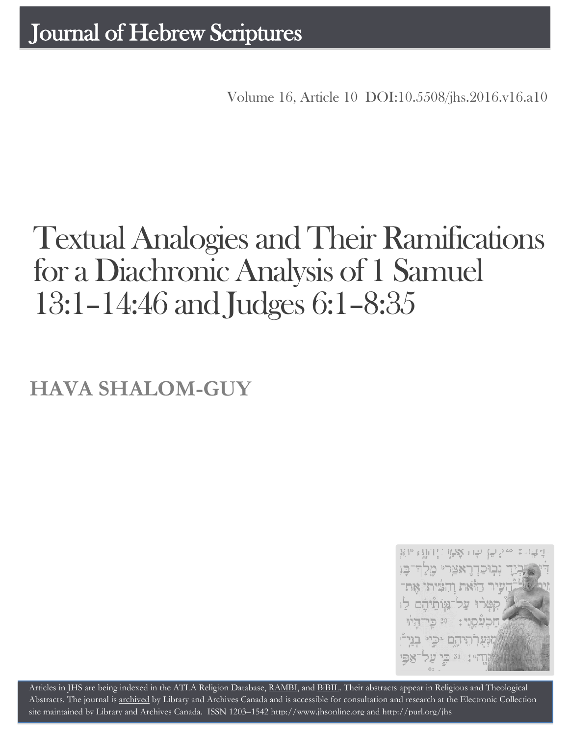# Journal of Hebrew Scriptures

Volume 16, Article 10 DOI:10.5508/jhs.2016.v16.a10

# Textual Analogies and Their Ramifications for a Diachronic Analysis of 1 Samuel 13:1–14:46 and Judges 6:1–8:35

## HAVA SHALOM-GUY

Articles in JHS are being indexed in the ATLA Religion Database, RAMBI, and BiBIL. Their abstracts appear in Religious and Theological Abstracts. The journal is archived by Library and Archives Canada and is accessible for consultation and research at the Electronic Collection site maintained by Library and Archives Canada. ISSN 1203–1542 http://www.jhsonline.org and http://purl.org/jhs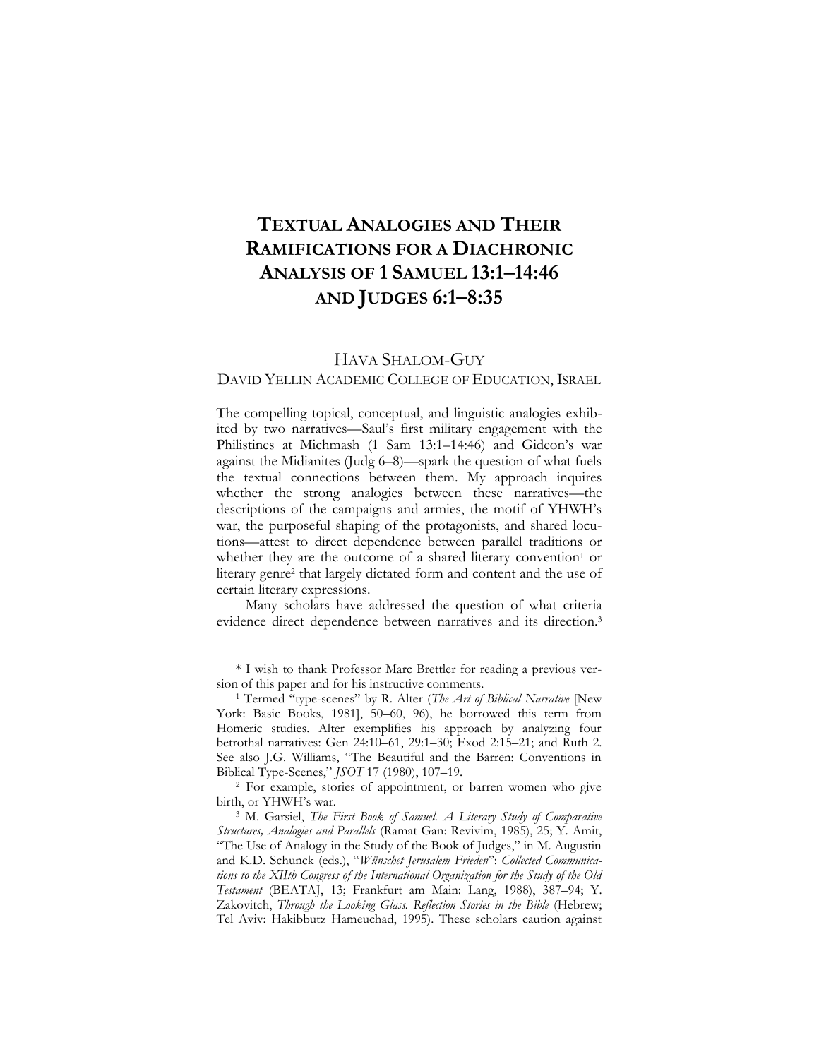# TEXTUAL ANALOGIES AND THEIR RAMIFICATIONS FOR A DIACHRONIC ANALYSIS OF 1 SAMUEL 13:1–14:46 AND JUDGES 6:1–8:35

HAVA SHALOM-GUY
DAVID YELLIN ACADEMIC COLLEGE OF EDUCATION, ISRAEL

The compelling topical, conceptual, and linguistic analogies exhibited by two narratives—Saul's first military engagement with the Philistines at Michmash (1 Sam 13:1–14:46) and Gideon's war against the Midianites (Judg 6–8)—spark the question of what fuels the textual connections between them. My approach inquires whether the strong analogies between these narratives—the descriptions of the campaigns and armies, the motif of YHWH's war, the purposeful shaping of the protagonists, and shared locutions—attest to direct dependence between parallel traditions or whether they are the outcome of a shared literary convention[1] or literary genre[2] that largely dictated form and content and the use of certain literary expressions.

Many scholars have addressed the question of what criteria evidence direct dependence between narratives and its direction.[3]

---

\* I wish to thank Professor Marc Brettler for reading a previous version of this paper and for his instructive comments.

[1] Termed "type-scenes" by R. Alter (*The Art of Biblical Narrative* [New York: Basic Books, 1981], 50–60, 96), he borrowed this term from Homeric studies. Alter exemplifies his approach by analyzing four betrothal narratives: Gen 24:10–61, 29:1–30; Exod 2:15–21; and Ruth 2. See also J.G. Williams, "The Beautiful and the Barren: Conventions in Biblical Type-Scenes," *JSOT* 17 (1980), 107–19.

[2] For example, stories of appointment, or barren women who give birth, or YHWH's war.

[3] M. Garsiel, *The First Book of Samuel. A Literary Study of Comparative Structures, Analogies and Parallels* (Ramat Gan: Revivim, 1985), 25; Y. Amit, "The Use of Analogy in the Study of the Book of Judges," in M. Augustin and K.D. Schunck (eds.), "*Wünschet Jerusalem Frieden*": *Collected Communications to the XIIth Congress of the International Organization for the Study of the Old Testament* (BEATAJ, 13; Frankfurt am Main: Lang, 1988), 387–94; Y. Zakovitch, *Through the Looking Glass. Reflection Stories in the Bible* (Hebrew; Tel Aviv: Hakibbutz Hameuchad, 1995). These scholars caution against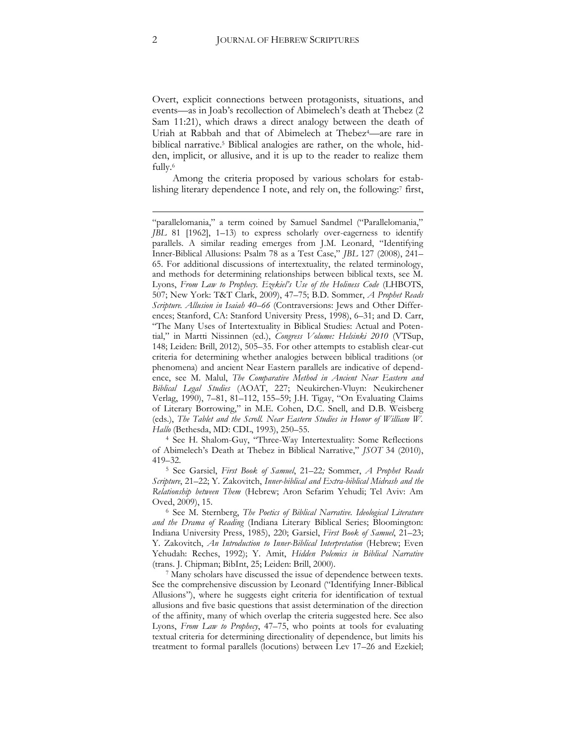Overt, explicit connections between protagonists, situations, and events—as in Joab's recollection of Abimelech's death at Thebez (2 Sam 11:21), which draws a direct analogy between the death of Uriah at Rabbah and that of Abimelech at Thebez[4]—are rare in biblical narrative.[5] Biblical analogies are rather, on the whole, hidden, implicit, or allusive, and it is up to the reader to realize them fully.[6]

Among the criteria proposed by various scholars for establishing literary dependence I note, and rely on, the following:[7] first,

---

"parallelomania," a term coined by Samuel Sandmel ("Parallelomania," *JBL* 81 [1962], 1–13) to express scholarly over-eagerness to identify parallels. A similar reading emerges from J.M. Leonard, "Identifying Inner-Biblical Allusions: Psalm 78 as a Test Case," *JBL* 127 (2008), 241–65. For additional discussions of intertextuality, the related terminology, and methods for determining relationships between biblical texts, see M. Lyons, *From Law to Prophecy. Ezekiel's Use of the Holiness Code* (LHBOTS, 507; New York: T&T Clark, 2009), 47–75; B.D. Sommer, *A Prophet Reads Scripture. Allusion in Isaiah 40–66* (Contraversions: Jews and Other Differences; Stanford, CA: Stanford University Press, 1998), 6–31; and D. Carr, "The Many Uses of Intertextuality in Biblical Studies: Actual and Potential," in Martti Nissinnen (ed.), *Congress Volume: Helsinki 2010* (VTSup, 148; Leiden: Brill, 2012), 505–35. For other attempts to establish clear-cut criteria for determining whether analogies between biblical traditions (or phenomena) and ancient Near Eastern parallels are indicative of dependence, see M. Malul, *The Comparative Method in Ancient Near Eastern and Biblical Legal Studies* (AOAT, 227; Neukirchen-Vluyn: Neukirchener Verlag, 1990), 7–81, 81–112, 155–59; J.H. Tigay, "On Evaluating Claims of Literary Borrowing," in M.E. Cohen, D.C. Snell, and D.B. Weisberg (eds.), *The Tablet and the Scroll. Near Eastern Studies in Honor of William W. Hallo* (Bethesda, MD: CDL, 1993), 250–55.

[4] See H. Shalom-Guy, "Three-Way Intertextuality: Some Reflections of Abimelech's Death at Thebez in Biblical Narrative," *JSOT* 34 (2010), 419–32.

[5] See Garsiel, *First Book of Samuel*, 21–22; Sommer, *A Prophet Reads Scripture*, 21–22; Y. Zakovitch, *Inner-biblical and Extra-biblical Midrash and the Relationship between Them* (Hebrew; Aron Sefarim Yehudi; Tel Aviv: Am Oved, 2009), 15.

[6] See M. Sternberg, *The Poetics of Biblical Narrative. Ideological Literature and the Drama of Reading* (Indiana Literary Biblical Series; Bloomington: Indiana University Press, 1985), 220; Garsiel, *First Book of Samuel*, 21–23; Y. Zakovitch, *An Introduction to Inner-Biblical Interpretation* (Hebrew; Even Yehudah: Reches, 1992); Y. Amit, *Hidden Polemics in Biblical Narrative* (trans. J. Chipman; BibInt, 25; Leiden: Brill, 2000).

[7] Many scholars have discussed the issue of dependence between texts. See the comprehensive discussion by Leonard ("Identifying Inner-Biblical Allusions"), where he suggests eight criteria for identification of textual allusions and five basic questions that assist determination of the direction of the affinity, many of which overlap the criteria suggested here. See also Lyons, *From Law to Prophecy*, 47–75, who points at tools for evaluating textual criteria for determining directionality of dependence, but limits his treatment to formal parallels (locutions) between Lev 17–26 and Ezekiel;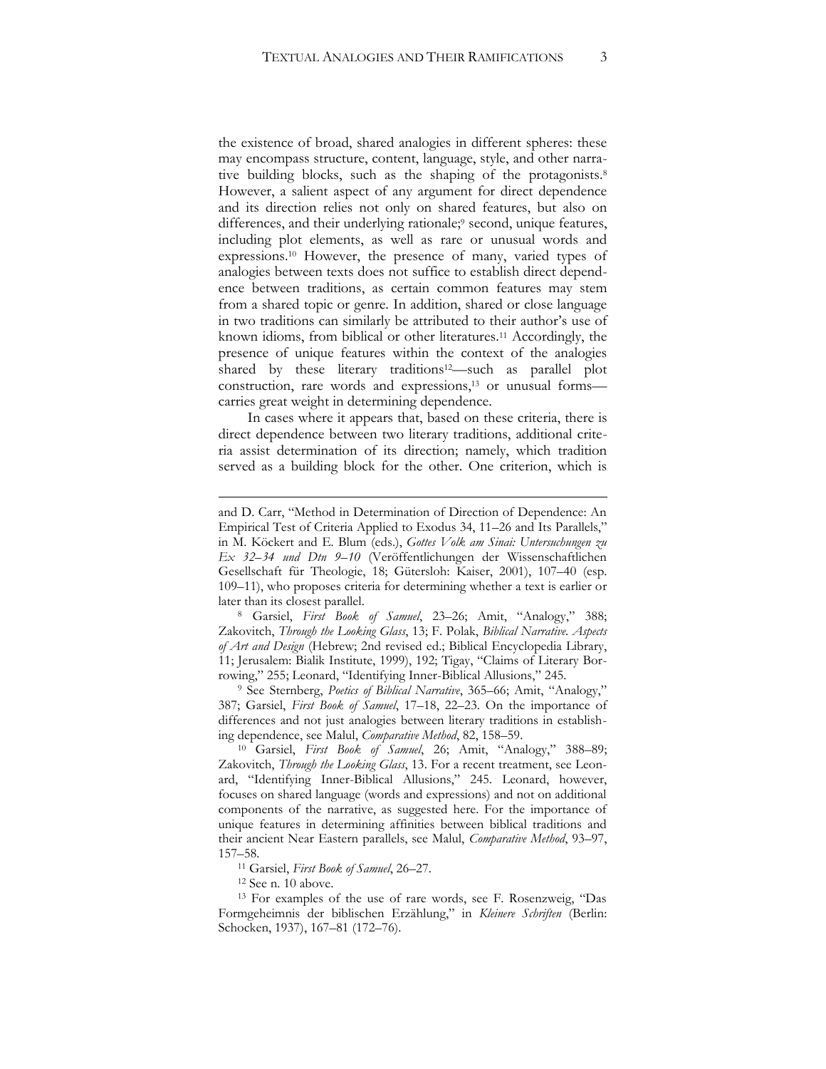the existence of broad, shared analogies in different spheres: these may encompass structure, content, language, style, and other narrative building blocks, such as the shaping of the protagonists.[8] However, a salient aspect of any argument for direct dependence and its direction relies not only on shared features, but also on differences, and their underlying rationale;[9] second, unique features, including plot elements, as well as rare or unusual words and expressions.[10] However, the presence of many, varied types of analogies between texts does not suffice to establish direct dependence between traditions, as certain common features may stem from a shared topic or genre. In addition, shared or close language in two traditions can similarly be attributed to their author's use of known idioms, from biblical or other literatures.[11] Accordingly, the presence of unique features within the context of the analogies shared by these literary traditions[12]—such as parallel plot construction, rare words and expressions,[13] or unusual forms—carries great weight in determining dependence.

In cases where it appears that, based on these criteria, there is direct dependence between two literary traditions, additional criteria assist determination of its direction; namely, which tradition served as a building block for the other. One criterion, which is

---

and D. Carr, "Method in Determination of Direction of Dependence: An Empirical Test of Criteria Applied to Exodus 34, 11–26 and Its Parallels," in M. Köckert and E. Blum (eds.), *Gottes Volk am Sinai: Untersuchungen zu Ex 32–34 und Dtn 9–10* (Veröffentlichungen der Wissenschaftlichen Gesellschaft für Theologie, 18; Gütersloh: Kaiser, 2001), 107–40 (esp. 109–11), who proposes criteria for determining whether a text is earlier or later than its closest parallel.

[8] Garsiel, *First Book of Samuel*, 23–26; Amit, "Analogy," 388; Zakovitch, *Through the Looking Glass*, 13; F. Polak, *Biblical Narrative. Aspects of Art and Design* (Hebrew; 2nd revised ed.; Biblical Encyclopedia Library, 11; Jerusalem: Bialik Institute, 1999), 192; Tigay, "Claims of Literary Borrowing," 255; Leonard, "Identifying Inner-Biblical Allusions," 245.

[9] See Sternberg, *Poetics of Biblical Narrative*, 365–66; Amit, "Analogy," 387; Garsiel, *First Book of Samuel*, 17–18, 22–23. On the importance of differences and not just analogies between literary traditions in establishing dependence, see Malul, *Comparative Method*, 82, 158–59.

[10] Garsiel, *First Book of Samuel*, 26; Amit, "Analogy," 388–89; Zakovitch, *Through the Looking Glass*, 13. For a recent treatment, see Leonard, "Identifying Inner-Biblical Allusions," 245. Leonard, however, focuses on shared language (words and expressions) and not on additional components of the narrative, as suggested here. For the importance of unique features in determining affinities between biblical traditions and their ancient Near Eastern parallels, see Malul, *Comparative Method*, 93–97, 157–58.

[11] Garsiel, *First Book of Samuel*, 26–27.

[12] See n. 10 above.

[13] For examples of the use of rare words, see F. Rosenzweig, "Das Formgeheimnis der biblischen Erzählung," in *Kleinere Schriften* (Berlin: Schocken, 1937), 167–81 (172–76).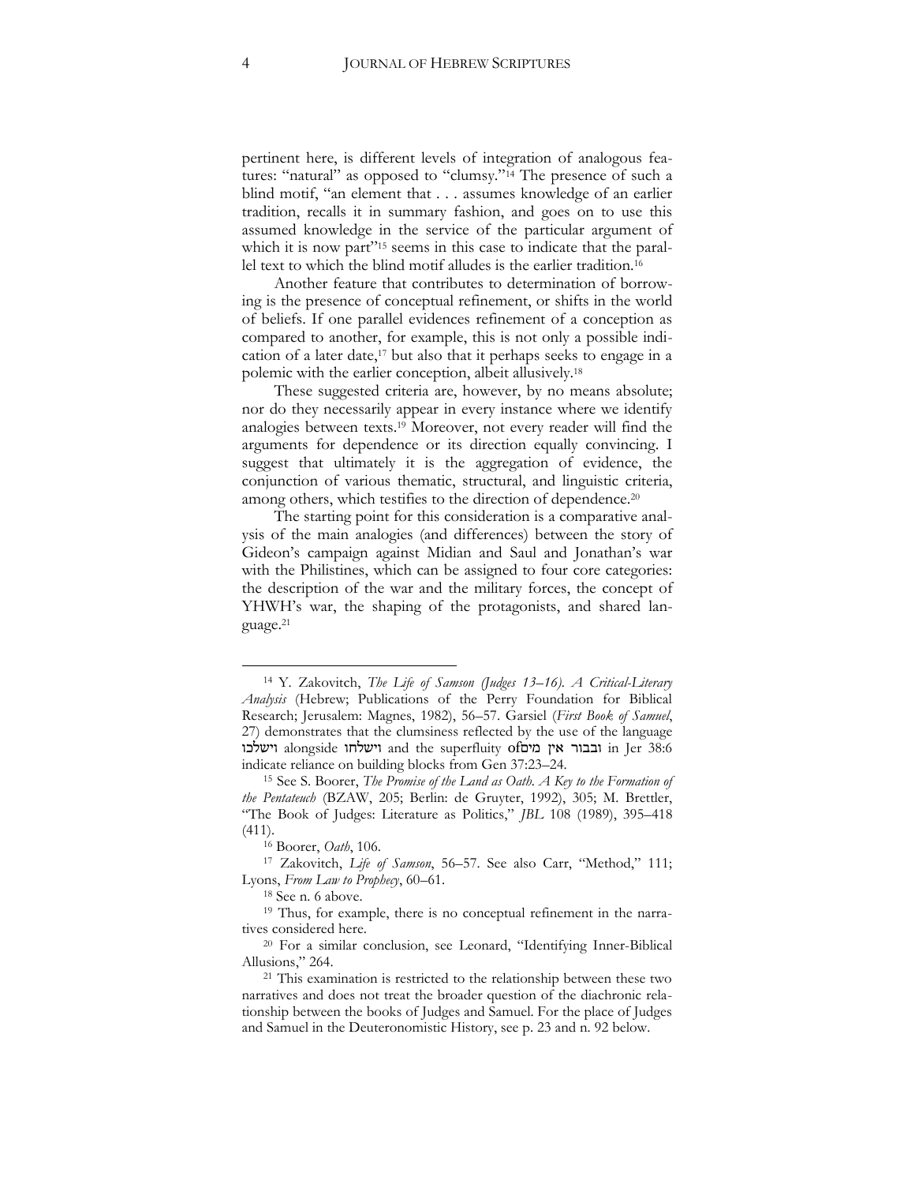pertinent here, is different levels of integration of analogous features: "natural" as opposed to "clumsy."[14] The presence of such a blind motif, "an element that . . . assumes knowledge of an earlier tradition, recalls it in summary fashion, and goes on to use this assumed knowledge in the service of the particular argument of which it is now part"[15] seems in this case to indicate that the parallel text to which the blind motif alludes is the earlier tradition.[16]

Another feature that contributes to determination of borrowing is the presence of conceptual refinement, or shifts in the world of beliefs. If one parallel evidences refinement of a conception as compared to another, for example, this is not only a possible indication of a later date,[17] but also that it perhaps seeks to engage in a polemic with the earlier conception, albeit allusively.[18]

These suggested criteria are, however, by no means absolute; nor do they necessarily appear in every instance where we identify analogies between texts.[19] Moreover, not every reader will find the arguments for dependence or its direction equally convincing. I suggest that ultimately it is the aggregation of evidence, the conjunction of various thematic, structural, and linguistic criteria, among others, which testifies to the direction of dependence.[20]

The starting point for this consideration is a comparative analysis of the main analogies (and differences) between the story of Gideon's campaign against Midian and Saul and Jonathan's war with the Philistines, which can be assigned to four core categories: the description of the war and the military forces, the concept of YHWH's war, the shaping of the protagonists, and shared language.[21]

---

[14] Y. Zakovitch, *The Life of Samson (Judges 13–16). A Critical-Literary Analysis* (Hebrew; Publications of the Perry Foundation for Biblical Research; Jerusalem: Magnes, 1982), 56–57. Garsiel (*First Book of Samuel*, 27) demonstrates that the clumsiness reflected by the use of the language וישלכו alongside וישלחו and the superfluity of ובבור אין מים in Jer 38:6 indicate reliance on building blocks from Gen 37:23–24.

[15] See S. Boorer, *The Promise of the Land as Oath. A Key to the Formation of the Pentateuch* (BZAW, 205; Berlin: de Gruyter, 1992), 305; M. Brettler, "The Book of Judges: Literature as Politics," *JBL* 108 (1989), 395–418 (411).

[16] Boorer, *Oath*, 106.

[17] Zakovitch, *Life of Samson*, 56–57. See also Carr, "Method," 111; Lyons, *From Law to Prophecy*, 60–61.

[18] See n. 6 above.

[19] Thus, for example, there is no conceptual refinement in the narratives considered here.

[20] For a similar conclusion, see Leonard, "Identifying Inner-Biblical Allusions," 264.

[21] This examination is restricted to the relationship between these two narratives and does not treat the broader question of the diachronic relationship between the books of Judges and Samuel. For the place of Judges and Samuel in the Deuteronomistic History, see p. 23 and n. 92 below.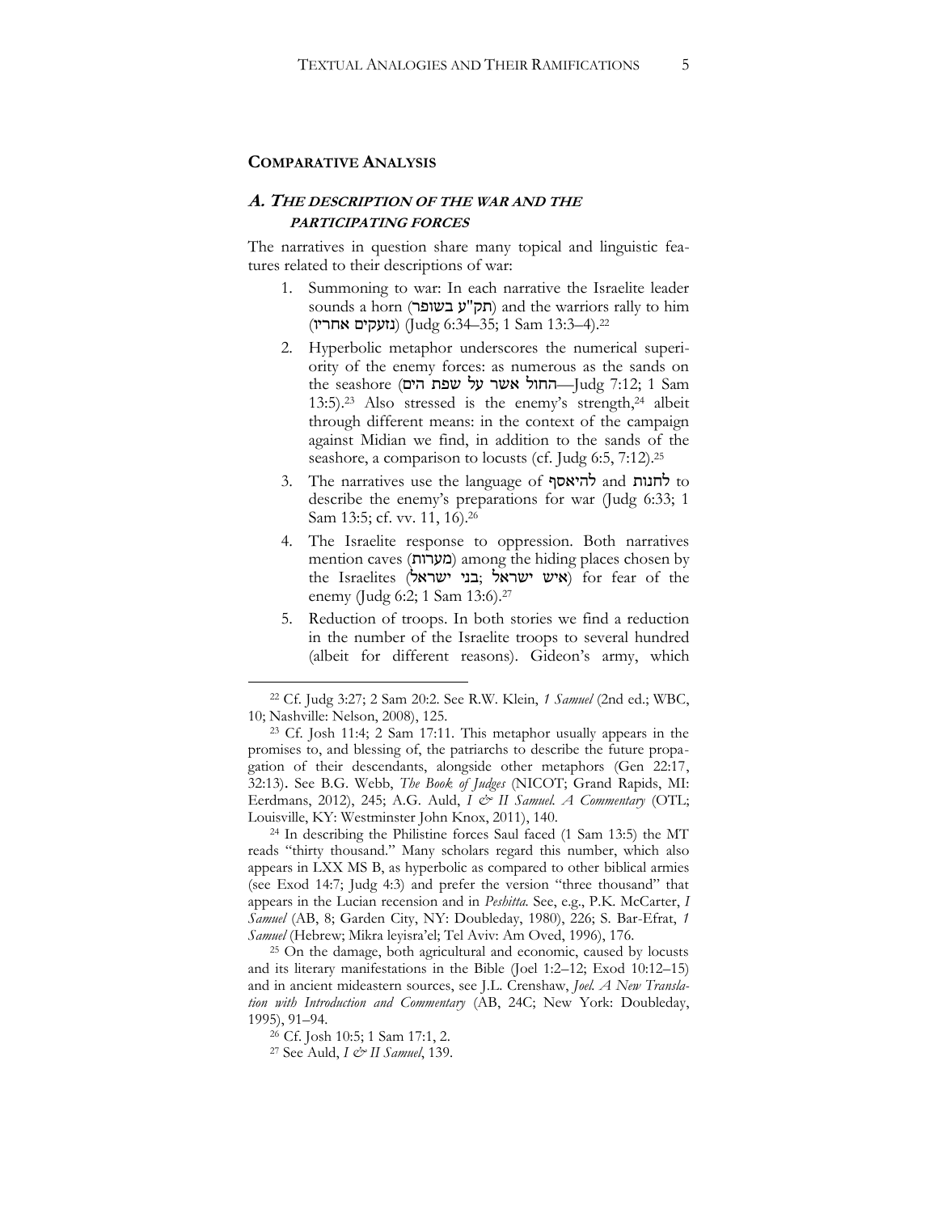## COMPARATIVE ANALYSIS

### *A. THE DESCRIPTION OF THE WAR AND THE PARTICIPATING FORCES*

The narratives in question share many topical and linguistic features related to their descriptions of war:

1. Summoning to war: In each narrative the Israelite leader sounds a horn (תק"ע בשופר) and the warriors rally to him (נזעקים אחריו) (Judg 6:34–35; 1 Sam 13:3–4).[22]
2. Hyperbolic metaphor underscores the numerical superiority of the enemy forces: as numerous as the sands on the seashore (החול אשר על שפת הים—Judg 7:12; 1 Sam 13:5).[23] Also stressed is the enemy's strength,[24] albeit through different means: in the context of the campaign against Midian we find, in addition to the sands of the seashore, a comparison to locusts (cf. Judg 6:5, 7:12).[25]
3. The narratives use the language of להיאסף and לחנות to describe the enemy's preparations for war (Judg 6:33; 1 Sam 13:5; cf. vv. 11, 16).[26]
4. The Israelite response to oppression. Both narratives mention caves (מערות) among the hiding places chosen by the Israelites (בני ישראל; איש ישראל) for fear of the enemy (Judg 6:2; 1 Sam 13:6).[27]
5. Reduction of troops. In both stories we find a reduction in the number of the Israelite troops to several hundred (albeit for different reasons). Gideon's army, which

---

[22] Cf. Judg 3:27; 2 Sam 20:2. See R.W. Klein, *1 Samuel* (2nd ed.; WBC, 10; Nashville: Nelson, 2008), 125.

[23] Cf. Josh 11:4; 2 Sam 17:11. This metaphor usually appears in the promises to, and blessing of, the patriarchs to describe the future propagation of their descendants, alongside other metaphors (Gen 22:17, 32:13). See B.G. Webb, *The Book of Judges* (NICOT; Grand Rapids, MI: Eerdmans, 2012), 245; A.G. Auld, *I & II Samuel. A Commentary* (OTL; Louisville, KY: Westminster John Knox, 2011), 140.

[24] In describing the Philistine forces Saul faced (1 Sam 13:5) the MT reads "thirty thousand." Many scholars regard this number, which also appears in LXX MS B, as hyperbolic as compared to other biblical armies (see Exod 14:7; Judg 4:3) and prefer the version "three thousand" that appears in the Lucian recension and in *Peshitta*. See, e.g., P.K. McCarter, *I Samuel* (AB, 8; Garden City, NY: Doubleday, 1980), 226; S. Bar-Efrat, *1 Samuel* (Hebrew; Mikra leyisra'el; Tel Aviv: Am Oved, 1996), 176.

[25] On the damage, both agricultural and economic, caused by locusts and its literary manifestations in the Bible (Joel 1:2–12; Exod 10:12–15) and in ancient mideastern sources, see J.L. Crenshaw, *Joel. A New Translation with Introduction and Commentary* (AB, 24C; New York: Doubleday, 1995), 91–94.

[26] Cf. Josh 10:5; 1 Sam 17:1, 2.

[27] See Auld, *I & II Samuel*, 139.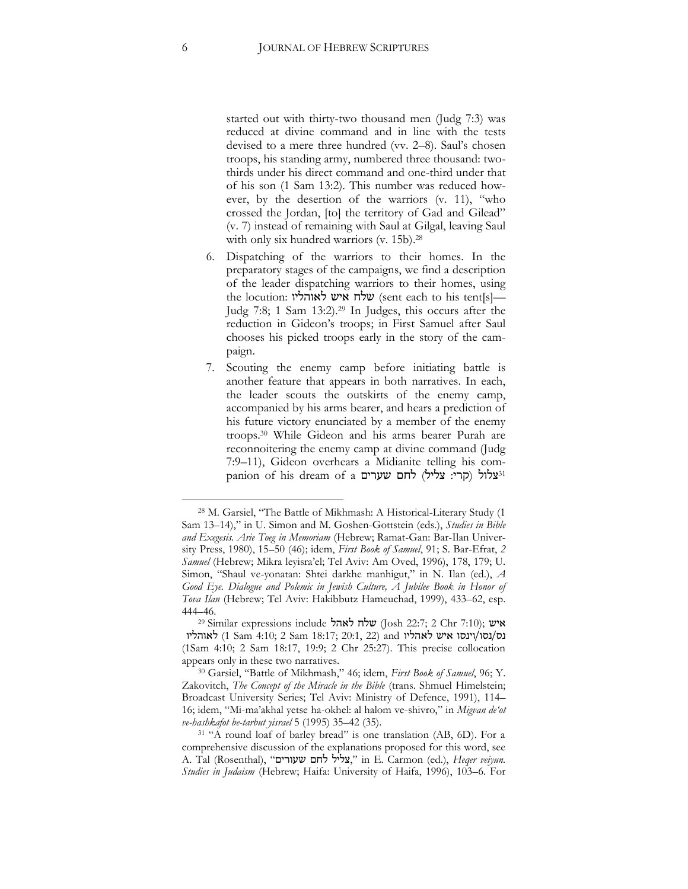started out with thirty-two thousand men (Judg 7:3) was reduced at divine command and in line with the tests devised to a mere three hundred (vv. 2–8). Saul's chosen troops, his standing army, numbered three thousand: two-thirds under his direct command and one-third under that of his son (1 Sam 13:2). This number was reduced however, by the desertion of the warriors (v. 11), "who crossed the Jordan, [to] the territory of Gad and Gilead" (v. 7) instead of remaining with Saul at Gilgal, leaving Saul with only six hundred warriors (v. 15b).[28]

6. Dispatching of the warriors to their homes. In the preparatory stages of the campaigns, we find a description of the leader dispatching warriors to their homes, using the locution: שלח איש לאוהליו (sent each to his tent[s]—Judg 7:8; 1 Sam 13:2).[29] In Judges, this occurs after the reduction in Gideon's troops; in First Samuel after Saul chooses his picked troops early in the story of the campaign.
7. Scouting the enemy camp before initiating battle is another feature that appears in both narratives. In each, the leader scouts the outskirts of the enemy camp, accompanied by his arms bearer, and hears a prediction of his future victory enunciated by a member of the enemy troops.[30] While Gideon and his arms bearer Purah are reconnoitering the enemy camp at divine command (Judg 7:9–11), Gideon overhears a Midianite telling his companion of his dream of a צלול (קרי: צליל) לחם שערים[31]

---

[28] M. Garsiel, "The Battle of Mikhmash: A Historical-Literary Study (1 Sam 13–14)," in U. Simon and M. Goshen-Gottstein (eds.), *Studies in Bible and Exegesis. Arie Toeg in Memoriam* (Hebrew; Ramat-Gan: Bar-Ilan University Press, 1980), 15–50 (46); idem, *First Book of Samuel*, 91; S. Bar-Efrat, *2 Samuel* (Hebrew; Mikra leyisra'el; Tel Aviv: Am Oved, 1996), 178, 179; U. Simon, "Shaul ve-yonatan: Shtei darkhe manhigut," in N. Ilan (ed.), *A Good Eye. Dialogue and Polemic in Jewish Culture, A Jubilee Book in Honor of Tova Ilan* (Hebrew; Tel Aviv: Hakibbutz Hameuchad, 1999), 433–62, esp. 444–46.

[29] Similar expressions include שלח לאהל (Josh 22:7; 2 Chr 7:10); איש לאוהליו (1 Sam 4:10; 2 Sam 18:17; 20:1, 22) and נס/נסו/וינסו איש לאהליו (1Sam 4:10; 2 Sam 18:17, 19:9; 2 Chr 25:27). This precise collocation appears only in these two narratives.

[30] Garsiel, "Battle of Mikhmash," 46; idem, *First Book of Samuel*, 96; Y. Zakovitch, *The Concept of the Miracle in the Bible* (trans. Shmuel Himelstein; Broadcast University Series; Tel Aviv: Ministry of Defence, 1991), 114–16; idem, "Mi-ma'akhal yetse ha-okhel: al halom ve-shivro," in *Miqvan de'ot ve-hashkafot be-tarbut yisrael* 5 (1995) 35–42 (35).

[31] "A round loaf of barley bread" is one translation (AB, 6D). For a comprehensive discussion of the explanations proposed for this word, see A. Tal (Rosenthal), "צליל לחם שעורים," in E. Carmon (ed.), *Heqer veiyun. Studies in Judaism* (Hebrew; Haifa: University of Haifa, 1996), 103–6. For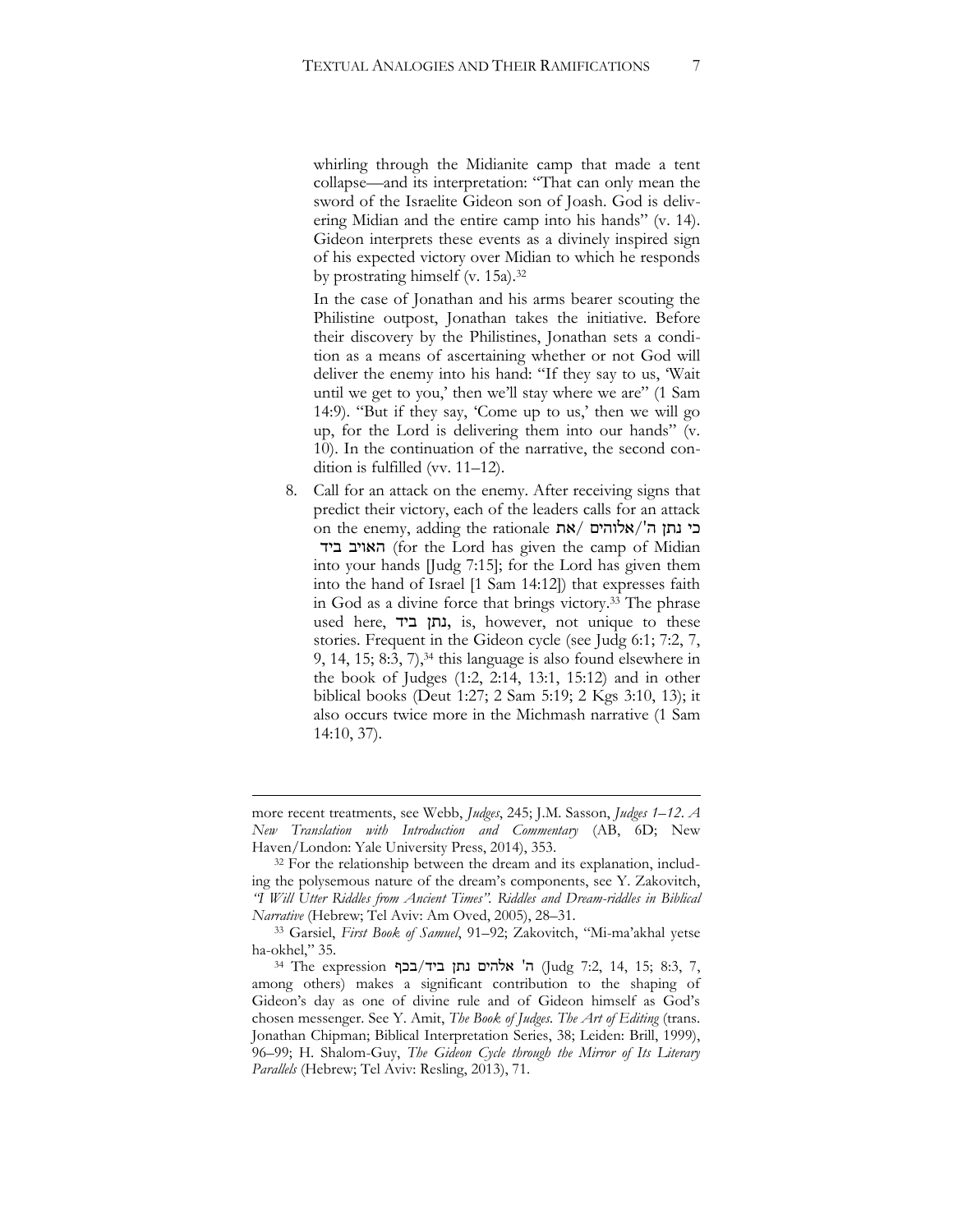whirling through the Midianite camp that made a tent collapse—and its interpretation: "That can only mean the sword of the Israelite Gideon son of Joash. God is delivering Midian and the entire camp into his hands" (v. 14). Gideon interprets these events as a divinely inspired sign of his expected victory over Midian to which he responds by prostrating himself (v. 15a).[32]

In the case of Jonathan and his arms bearer scouting the Philistine outpost, Jonathan takes the initiative. Before their discovery by the Philistines, Jonathan sets a condition as a means of ascertaining whether or not God will deliver the enemy into his hand: "If they say to us, 'Wait until we get to you,' then we'll stay where we are" (1 Sam 14:9). "But if they say, 'Come up to us,' then we will go up, for the Lord is delivering them into our hands" (v. 10). In the continuation of the narrative, the second condition is fulfilled (vv. 11–12).

8. Call for an attack on the enemy. After receiving signs that predict their victory, each of the leaders calls for an attack on the enemy, adding the rationale כי נתן ה'/אלוהים /את האויב ביד (for the Lord has given the camp of Midian into your hands [Judg 7:15]; for the Lord has given them into the hand of Israel [1 Sam 14:12]) that expresses faith in God as a divine force that brings victory.[33] The phrase used here, נתן ביד, is, however, not unique to these stories. Frequent in the Gideon cycle (see Judg 6:1; 7:2, 7, 9, 14, 15; 8:3, 7),[34] this language is also found elsewhere in the book of Judges (1:2, 2:14, 13:1, 15:12) and in other biblical books (Deut 1:27; 2 Sam 5:19; 2 Kgs 3:10, 13); it also occurs twice more in the Michmash narrative (1 Sam 14:10, 37).

---

more recent treatments, see Webb, *Judges*, 245; J.M. Sasson, *Judges 1–12. A New Translation with Introduction and Commentary* (AB, 6D; New Haven/London: Yale University Press, 2014), 353.

[32] For the relationship between the dream and its explanation, including the polysemous nature of the dream's components, see Y. Zakovitch, *"I Will Utter Riddles from Ancient Times". Riddles and Dream-riddles in Biblical Narrative* (Hebrew; Tel Aviv: Am Oved, 2005), 28–31.

[33] Garsiel, *First Book of Samuel*, 91–92; Zakovitch, "Mi-ma'akhal yetse ha-okhel," 35.

[34] The expression ה' אלהים נתן ביד/בכף (Judg 7:2, 14, 15; 8:3, 7, among others) makes a significant contribution to the shaping of Gideon's day as one of divine rule and of Gideon himself as God's chosen messenger. See Y. Amit, *The Book of Judges. The Art of Editing* (trans. Jonathan Chipman; Biblical Interpretation Series, 38; Leiden: Brill, 1999), 96–99; H. Shalom-Guy, *The Gideon Cycle through the Mirror of Its Literary Parallels* (Hebrew; Tel Aviv: Resling, 2013), 71.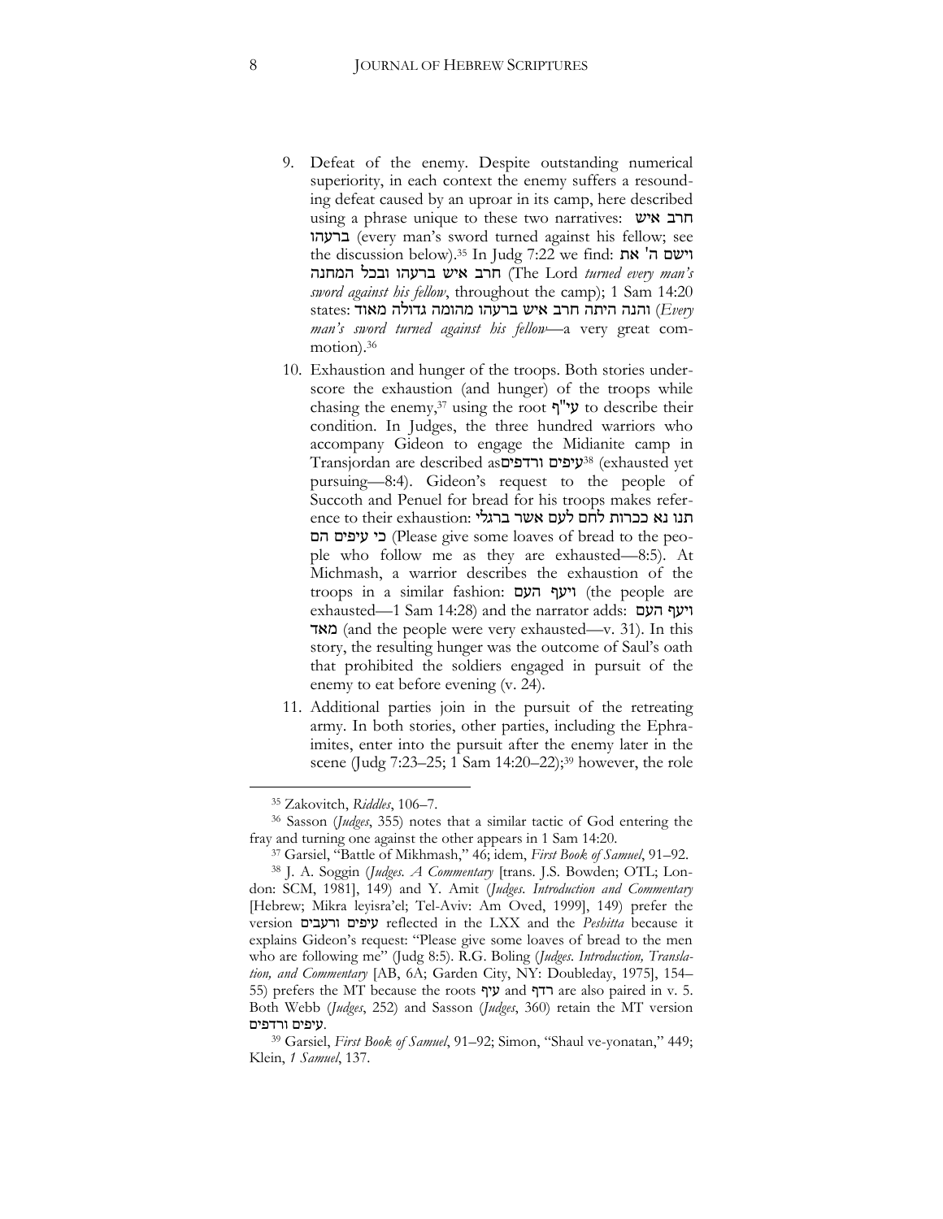9. Defeat of the enemy. Despite outstanding numerical superiority, in each context the enemy suffers a resounding defeat caused by an uproar in its camp, here described using a phrase unique to these two narratives: חרב איש ברעהו (every man's sword turned against his fellow; see the discussion below).[35] In Judg 7:22 we find: וישם ה' את חרב איש ברעהו ובכל המחנה (The Lord *turned every man's sword against his fellow*, throughout the camp); 1 Sam 14:20 states: והנה היתה חרב איש ברעהו מהומה גדולה מאוד (*Every man's sword turned against his fellow*—a very great commotion).[36]

10. Exhaustion and hunger of the troops. Both stories underscore the exhaustion (and hunger) of the troops while chasing the enemy,[37] using the root עי"ף to describe their condition. In Judges, the three hundred warriors who accompany Gideon to engage the Midianite camp in Transjordan are described as עיפים ורדפים[38] (exhausted yet pursuing—8:4). Gideon's request to the people of Succoth and Penuel for bread for his troops makes reference to their exhaustion: תנו נא ככרות לחם לעם אשר ברגלי כי עיפים הם (Please give some loaves of bread to the people who follow me as they are exhausted—8:5). At Michmash, a warrior describes the exhaustion of the troops in a similar fashion: ויעף העם (the people are exhausted—1 Sam 14:28) and the narrator adds: ויעף העם מאד (and the people were very exhausted—v. 31). In this story, the resulting hunger was the outcome of Saul's oath that prohibited the soldiers engaged in pursuit of the enemy to eat before evening (v. 24).

11. Additional parties join in the pursuit of the retreating army. In both stories, other parties, including the Ephraimites, enter into the pursuit after the enemy later in the scene (Judg 7:23–25; 1 Sam 14:20–22);[39] however, the role

---

[35] Zakovitch, *Riddles*, 106–7.

[36] Sasson (*Judges*, 355) notes that a similar tactic of God entering the fray and turning one against the other appears in 1 Sam 14:20.

[37] Garsiel, "Battle of Mikhmash," 46; idem, *First Book of Samuel*, 91–92.

[38] J. A. Soggin (*Judges. A Commentary* [trans. J.S. Bowden; OTL; London: SCM, 1981], 149) and Y. Amit (*Judges. Introduction and Commentary* [Hebrew; Mikra leyisra'el; Tel-Aviv: Am Oved, 1999], 149) prefer the version עיפים ורעבים reflected in the LXX and the *Peshitta* because it explains Gideon's request: "Please give some loaves of bread to the men who are following me" (Judg 8:5). R.G. Boling (*Judges. Introduction, Translation, and Commentary* [AB, 6A; Garden City, NY: Doubleday, 1975], 154–55) prefers the MT because the roots עיף and רדף are also paired in v. 5. Both Webb (*Judges*, 252) and Sasson (*Judges*, 360) retain the MT version עיפים ורדפים.

[39] Garsiel, *First Book of Samuel*, 91–92; Simon, "Shaul ve-yonatan," 449; Klein, *1 Samuel*, 137.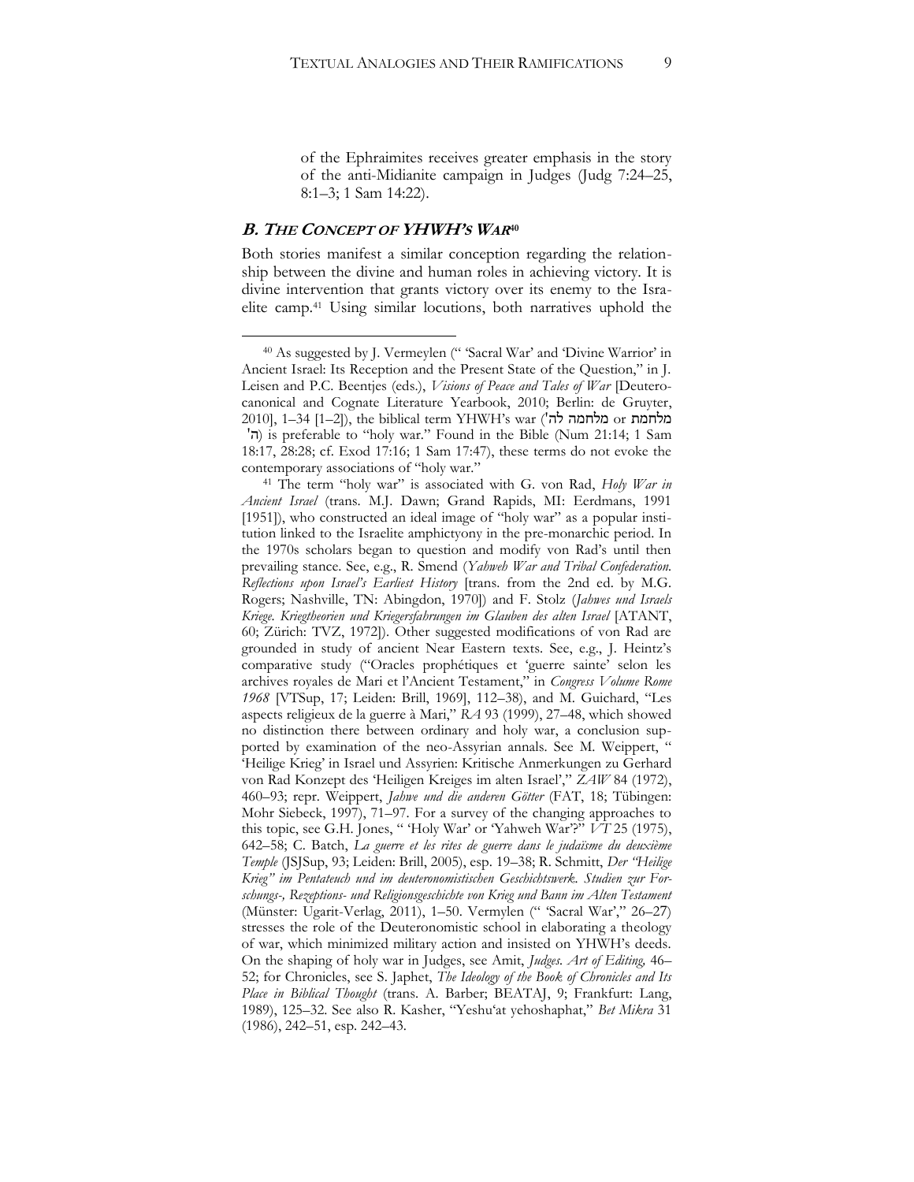of the Ephraimites receives greater emphasis in the story of the anti-Midianite campaign in Judges (Judg 7:24–25, 8:1–3; 1 Sam 14:22).

### B. THE CONCEPT OF YHWH'S WAR[40]

Both stories manifest a similar conception regarding the relationship between the divine and human roles in achieving victory. It is divine intervention that grants victory over its enemy to the Israelite camp.[41] Using similar locutions, both narratives uphold the

---

[40] As suggested by J. Vermeylen ("'Sacral War' and 'Divine Warrior' in Ancient Israel: Its Reception and the Present State of the Question," in J. Leisen and P.C. Beentjes (eds.), *Visions of Peace and Tales of War* [Deuterocanonical and Cognate Literature Yearbook, 2010; Berlin: de Gruyter, 2010], 1–34 [1–2]), the biblical term YHWH's war (מלחמה לה' or מלחמת ה') is preferable to "holy war." Found in the Bible (Num 21:14; 1 Sam 18:17, 28:28; cf. Exod 17:16; 1 Sam 17:47), these terms do not evoke the contemporary associations of "holy war."

[41] The term "holy war" is associated with G. von Rad, *Holy War in Ancient Israel* (trans. M.J. Dawn; Grand Rapids, MI: Eerdmans, 1991 [1951]), who constructed an ideal image of "holy war" as a popular institution linked to the Israelite amphictyony in the pre-monarchic period. In the 1970s scholars began to question and modify von Rad's until then prevailing stance. See, e.g., R. Smend (*Yahweh War and Tribal Confederation. Reflections upon Israel's Earliest History* [trans. from the 2nd ed. by M.G. Rogers; Nashville, TN: Abingdon, 1970]) and F. Stolz (*Jahwes und Israels Kriege. Kriegtheorien und Kriegersfahrungen im Glauben des alten Israel* [ATANT, 60; Zürich: TVZ, 1972]). Other suggested modifications of von Rad are grounded in study of ancient Near Eastern texts. See, e.g., J. Heintz's comparative study ("Oracles prophétiques et 'guerre sainte' selon les archives royales de Mari et l'Ancient Testament," in *Congress Volume Rome 1968* [VTSup, 17; Leiden: Brill, 1969], 112–38), and M. Guichard, "Les aspects religieux de la guerre à Mari," *RA* 93 (1999), 27–48, which showed no distinction there between ordinary and holy war, a conclusion supported by examination of the neo-Assyrian annals. See M. Weippert, "'Heilige Krieg' in Israel und Assyrien: Kritische Anmerkungen zu Gerhard von Rad Konzept des 'Heiligen Krieges im alten Israel'," *ZAW* 84 (1972), 460–93; repr. Weippert, *Jahwe und die anderen Götter* (FAT, 18; Tübingen: Mohr Siebeck, 1997), 71–97. For a survey of the changing approaches to this topic, see G.H. Jones, "'Holy War' or 'Yahweh War'?" *VT* 25 (1975), 642–58; C. Batch, *La guerre et les rites de guerre dans le judaïsme du deuxième Temple* (JSJSup, 93; Leiden: Brill, 2005), esp. 19–38; R. Schmitt, *Der "Heilige Krieg" im Pentateuch und im deuteronomistischen Geschichtswerk. Studien zur Forschungs-, Rezeptions- und Religionsgeschichte von Krieg und Bann im Alten Testament* (Münster: Ugarit-Verlag, 2011), 1–50. Vermylen ("'Sacral War'," 26–27) stresses the role of the Deuteronomistic school in elaborating a theology of war, which minimized military action and insisted on YHWH's deeds. On the shaping of holy war in Judges, see Amit, *Judges. Art of Editing,* 46–52; for Chronicles, see S. Japhet, *The Ideology of the Book of Chronicles and Its Place in Biblical Thought* (trans. A. Barber; BEATAJ, 9; Frankfurt: Lang, 1989), 125–32. See also R. Kasher, "Yeshu'at yehoshaphat," *Bet Mikra* 31 (1986), 242–51, esp. 242–43.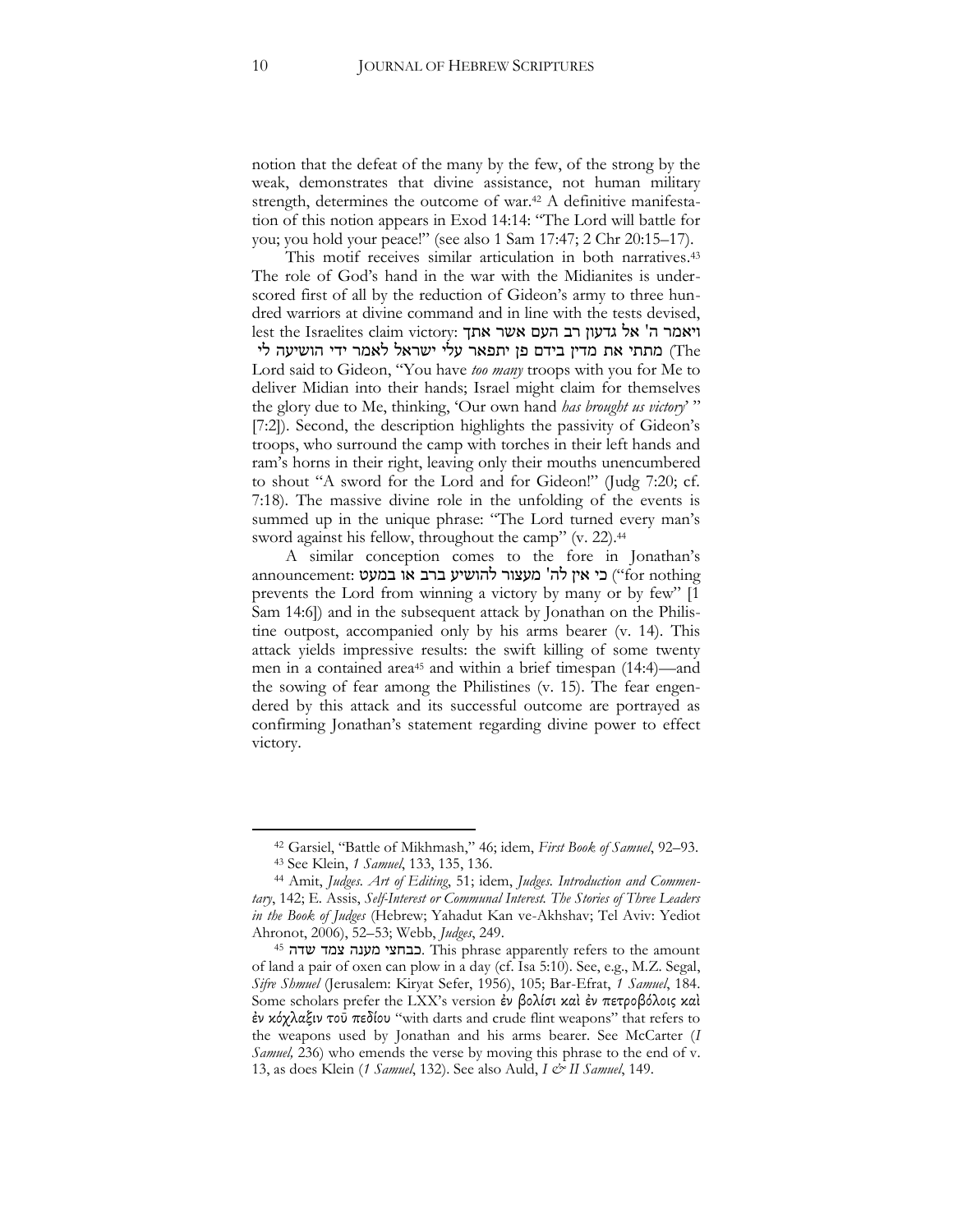notion that the defeat of the many by the few, of the strong by the weak, demonstrates that divine assistance, not human military strength, determines the outcome of war.[42] A definitive manifestation of this notion appears in Exod 14:14: "The Lord will battle for you; you hold your peace!" (see also 1 Sam 17:47; 2 Chr 20:15–17).

This motif receives similar articulation in both narratives.[43] The role of God's hand in the war with the Midianites is underscored first of all by the reduction of Gideon's army to three hundred warriors at divine command and in line with the tests devised, lest the Israelites claim victory: ויאמר ה' אל גדעון רב העם אשר אתך מתתי את מדין בידם פן יתפאר עלי ישראל לאמר ידי הושיעה לי (The Lord said to Gideon, "You have *too many* troops with you for Me to deliver Midian into their hands; Israel might claim for themselves the glory due to Me, thinking, 'Our own hand *has brought us victory*' " [7:2]). Second, the description highlights the passivity of Gideon's troops, who surround the camp with torches in their left hands and ram's horns in their right, leaving only their mouths unencumbered to shout "A sword for the Lord and for Gideon!" (Judg 7:20; cf. 7:18). The massive divine role in the unfolding of the events is summed up in the unique phrase: "The Lord turned every man's sword against his fellow, throughout the camp" (v. 22).[44]

A similar conception comes to the fore in Jonathan's announcement: כי אין לה' מעצור להושיע ברב או במעט ("for nothing prevents the Lord from winning a victory by many or by few" [1 Sam 14:6]) and in the subsequent attack by Jonathan on the Philistine outpost, accompanied only by his arms bearer (v. 14). This attack yields impressive results: the swift killing of some twenty men in a contained area[45] and within a brief timespan (14:4)—and the sowing of fear among the Philistines (v. 15). The fear engendered by this attack and its successful outcome are portrayed as confirming Jonathan's statement regarding divine power to effect victory.

---

[42] Garsiel, "Battle of Mikhmash," 46; idem, *First Book of Samuel*, 92–93.

[43] See Klein, *1 Samuel*, 133, 135, 136.

[44] Amit, *Judges. Art of Editing*, 51; idem, *Judges. Introduction and Commentary*, 142; E. Assis, *Self-Interest or Communal Interest. The Stories of Three Leaders in the Book of Judges* (Hebrew; Yahadut Kan ve-Akhshav; Tel Aviv: Yediot Ahronot, 2006), 52–53; Webb, *Judges*, 249.

[45] כבחצי מענה צמד שדה. This phrase apparently refers to the amount of land a pair of oxen can plow in a day (cf. Isa 5:10). See, e.g., M.Z. Segal, *Sifre Shmuel* (Jerusalem: Kiryat Sefer, 1956), 105; Bar-Efrat, *1 Samuel*, 184. Some scholars prefer the LXX's version ἐν βολίσι καὶ ἐν πετροβόλοις καὶ ἐν κόχλαξιν τοῦ πεδίου "with darts and crude flint weapons" that refers to the weapons used by Jonathan and his arms bearer. See McCarter (*I Samuel,* 236) who emends the verse by moving this phrase to the end of v. 13, as does Klein (*1 Samuel*, 132). See also Auld, *I & II Samuel*, 149.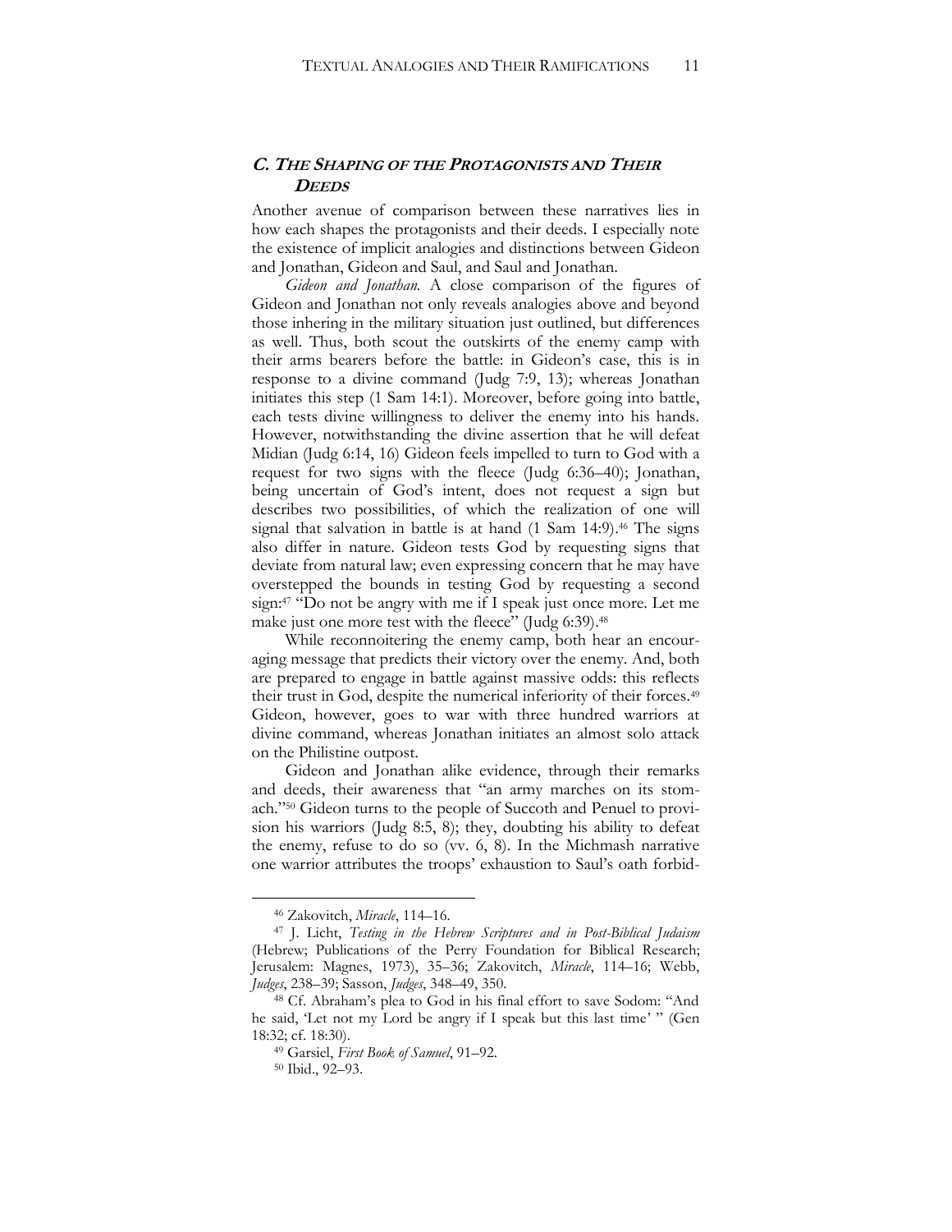## *C. The Shaping of the Protagonists and Their Deeds*

Another avenue of comparison between these narratives lies in how each shapes the protagonists and their deeds. I especially note the existence of implicit analogies and distinctions between Gideon and Jonathan, Gideon and Saul, and Saul and Jonathan.

*Gideon and Jonathan.* A close comparison of the figures of Gideon and Jonathan not only reveals analogies above and beyond those inhering in the military situation just outlined, but differences as well. Thus, both scout the outskirts of the enemy camp with their arms bearers before the battle: in Gideon's case, this is in response to a divine command (Judg 7:9, 13); whereas Jonathan initiates this step (1 Sam 14:1). Moreover, before going into battle, each tests divine willingness to deliver the enemy into his hands. However, notwithstanding the divine assertion that he will defeat Midian (Judg 6:14, 16) Gideon feels impelled to turn to God with a request for two signs with the fleece (Judg 6:36–40); Jonathan, being uncertain of God's intent, does not request a sign but describes two possibilities, of which the realization of one will signal that salvation in battle is at hand (1 Sam 14:9).[46] The signs also differ in nature. Gideon tests God by requesting signs that deviate from natural law; even expressing concern that he may have overstepped the bounds in testing God by requesting a second sign:[47] "Do not be angry with me if I speak just once more. Let me make just one more test with the fleece" (Judg 6:39).[48]

While reconnoitering the enemy camp, both hear an encouraging message that predicts their victory over the enemy. And, both are prepared to engage in battle against massive odds: this reflects their trust in God, despite the numerical inferiority of their forces.[49] Gideon, however, goes to war with three hundred warriors at divine command, whereas Jonathan initiates an almost solo attack on the Philistine outpost.

Gideon and Jonathan alike evidence, through their remarks and deeds, their awareness that "an army marches on its stomach."[50] Gideon turns to the people of Succoth and Penuel to provision his warriors (Judg 8:5, 8); they, doubting his ability to defeat the enemy, refuse to do so (vv. 6, 8). In the Michmash narrative one warrior attributes the troops' exhaustion to Saul's oath forbid-

---

[46] Zakovitch, *Miracle*, 114–16.

[47] J. Licht, *Testing in the Hebrew Scriptures and in Post-Biblical Judaism* (Hebrew; Publications of the Perry Foundation for Biblical Research; Jerusalem: Magnes, 1973), 35–36; Zakovitch, *Miracle*, 114–16; Webb, *Judges*, 238–39; Sasson, *Judges*, 348–49, 350.

[48] Cf. Abraham's plea to God in his final effort to save Sodom: "And he said, 'Let not my Lord be angry if I speak but this last time' " (Gen 18:32; cf. 18:30).

[49] Garsiel, *First Book of Samuel*, 91–92.

[50] Ibid., 92–93.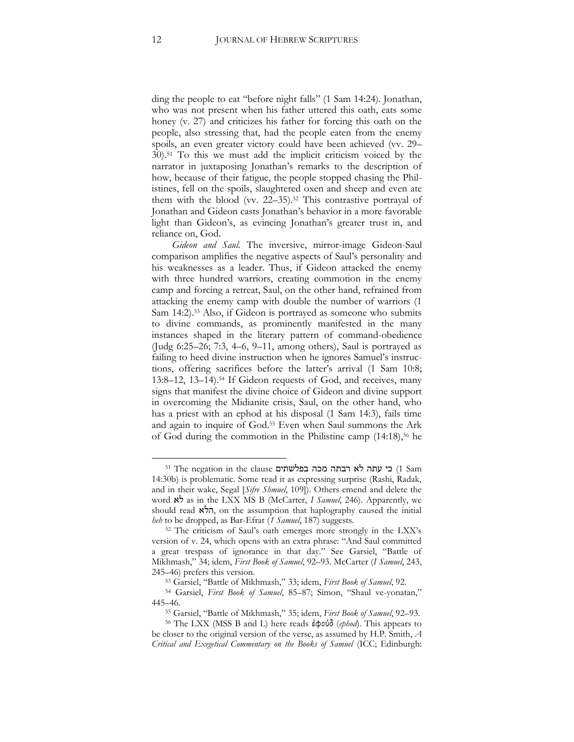ding the people to eat "before night falls" (1 Sam 14:24). Jonathan, who was not present when his father uttered this oath, eats some honey (v. 27) and criticizes his father for forcing this oath on the people, also stressing that, had the people eaten from the enemy spoils, an even greater victory could have been achieved (vv. 29–30).[51] To this we must add the implicit criticism voiced by the narrator in juxtaposing Jonathan's remarks to the description of how, because of their fatigue, the people stopped chasing the Philistines, fell on the spoils, slaughtered oxen and sheep and even ate them with the blood (vv. 22–35).[52] This contrastive portrayal of Jonathan and Gideon casts Jonathan's behavior in a more favorable light than Gideon's, as evincing Jonathan's greater trust in, and reliance on, God.

*Gideon and Saul.* The inversive, mirror-image Gideon-Saul comparison amplifies the negative aspects of Saul's personality and his weaknesses as a leader. Thus, if Gideon attacked the enemy with three hundred warriors, creating commotion in the enemy camp and forcing a retreat, Saul, on the other hand, refrained from attacking the enemy camp with double the number of warriors (1 Sam 14:2).[53] Also, if Gideon is portrayed as someone who submits to divine commands, as prominently manifested in the many instances shaped in the literary pattern of command-obedience (Judg 6:25–26; 7:3, 4–6, 9–11, among others), Saul is portrayed as failing to heed divine instruction when he ignores Samuel's instructions, offering sacrifices before the latter's arrival (1 Sam 10:8; 13:8–12, 13–14).[54] If Gideon requests of God, and receives, many signs that manifest the divine choice of Gideon and divine support in overcoming the Midianite crisis, Saul, on the other hand, who has a priest with an ephod at his disposal (1 Sam 14:3), fails time and again to inquire of God.[55] Even when Saul summons the Ark of God during the commotion in the Philistine camp (14:18),[56] he

---

[51] The negation in the clause כי עתה לא רבתה מכה בפלשתים (1 Sam 14:30b) is problematic. Some read it as expressing surprise (Rashi, Radak, and in their wake, Segal [*Sifre Shmuel*, 109]). Others emend and delete the word לא as in the LXX MS B (McCarter, *I Samuel*, 246). Apparently, we should read הלא, on the assumption that haplography caused the initial *heh* to be dropped, as Bar-Efrat (*1 Samuel*, 187) suggests.

[52] The criticism of Saul's oath emerges more strongly in the LXX's version of v. 24, which opens with an extra phrase: "And Saul committed a great trespass of ignorance in that day." See Garsiel, "Battle of Mikhmash," 34; idem, *First Book of Samuel*, 92–93. McCarter (*I Samuel*, 243, 245–46) prefers this version.

[53] Garsiel, "Battle of Mikhmash," 33; idem, *First Book of Samuel*, 92.

[54] Garsiel, *First Book of Samuel*, 85–87; Simon, "Shaul ve-yonatan," 445–46.

[55] Garsiel, "Battle of Mikhmash," 35; idem, *First Book of Samuel*, 92–93.

[56] The LXX (MSS B and L) here reads ἐφούδ (*ephod*). This appears to be closer to the original version of the verse, as assumed by H.P. Smith, *A Critical and Exegetical Commentary on the Books of Samuel* (ICC; Edinburgh: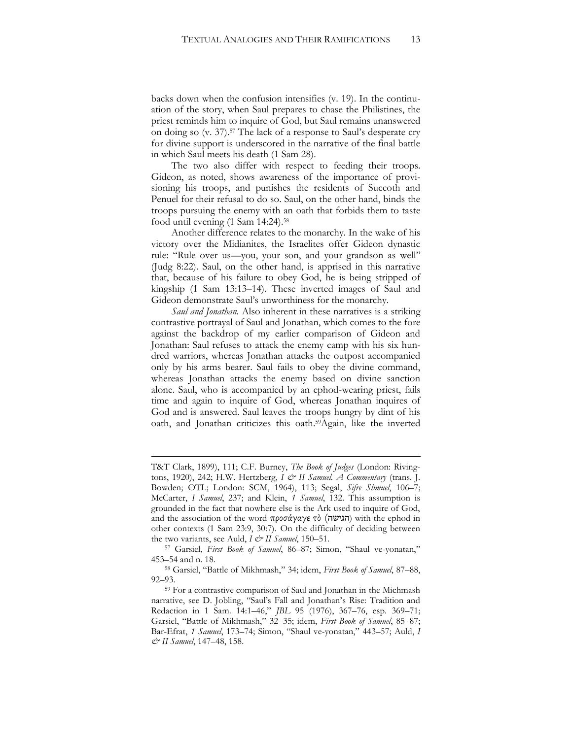backs down when the confusion intensifies (v. 19). In the continuation of the story, when Saul prepares to chase the Philistines, the priest reminds him to inquire of God, but Saul remains unanswered on doing so (v. 37).[57] The lack of a response to Saul's desperate cry for divine support is underscored in the narrative of the final battle in which Saul meets his death (1 Sam 28).

The two also differ with respect to feeding their troops. Gideon, as noted, shows awareness of the importance of provisioning his troops, and punishes the residents of Succoth and Penuel for their refusal to do so. Saul, on the other hand, binds the troops pursuing the enemy with an oath that forbids them to taste food until evening (1 Sam 14:24).[58]

Another difference relates to the monarchy. In the wake of his victory over the Midianites, the Israelites offer Gideon dynastic rule: "Rule over us—you, your son, and your grandson as well" (Judg 8:22). Saul, on the other hand, is apprised in this narrative that, because of his failure to obey God, he is being stripped of kingship (1 Sam 13:13–14). These inverted images of Saul and Gideon demonstrate Saul's unworthiness for the monarchy.

*Saul and Jonathan.* Also inherent in these narratives is a striking contrastive portrayal of Saul and Jonathan, which comes to the fore against the backdrop of my earlier comparison of Gideon and Jonathan: Saul refuses to attack the enemy camp with his six hundred warriors, whereas Jonathan attacks the outpost accompanied only by his arms bearer. Saul fails to obey the divine command, whereas Jonathan attacks the enemy based on divine sanction alone. Saul, who is accompanied by an ephod-wearing priest, fails time and again to inquire of God, whereas Jonathan inquires of God and is answered. Saul leaves the troops hungry by dint of his oath, and Jonathan criticizes this oath.[59]Again, like the inverted

---

T&T Clark, 1899), 111; C.F. Burney, *The Book of Judges* (London: Rivingtons, 1920), 242; H.W. Hertzberg, *I & II Samuel. A Commentary* (trans. J. Bowden; OTL; London: SCM, 1964), 113; Segal, *Sifre Shmuel*, 106–7; McCarter, *I Samuel*, 237; and Klein, *1 Samuel*, 132. This assumption is grounded in the fact that nowhere else is the Ark used to inquire of God, and the association of the word προσάγαγε τὸ (הגישה) with the ephod in other contexts (1 Sam 23:9, 30:7). On the difficulty of deciding between the two variants, see Auld, *I & II Samuel*, 150–51.

[57] Garsiel, *First Book of Samuel*, 86–87; Simon, "Shaul ve-yonatan," 453–54 and n. 18.

[58] Garsiel, "Battle of Mikhmash," 34; idem, *First Book of Samuel*, 87–88, 92–93.

[59] For a contrastive comparison of Saul and Jonathan in the Michmash narrative, see D. Jobling, "Saul's Fall and Jonathan's Rise: Tradition and Redaction in 1 Sam. 14:1–46," *JBL* 95 (1976), 367–76, esp. 369–71; Garsiel, "Battle of Mikhmash," 32–35; idem, *First Book of Samuel*, 85–87; Bar-Efrat, *1 Samuel*, 173–74; Simon, "Shaul ve-yonatan," 443–57; Auld, *I & II Samuel*, 147–48, 158.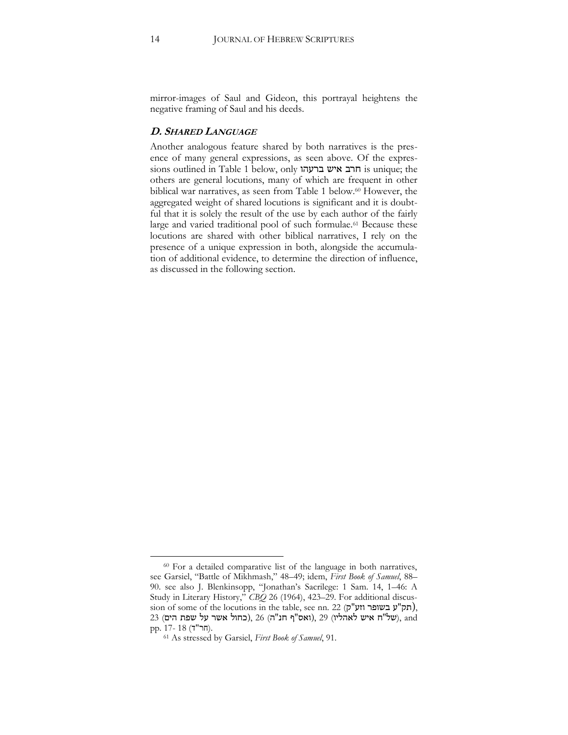mirror-images of Saul and Gideon, this portrayal heightens the negative framing of Saul and his deeds.

### *D. Shared Language*

Another analogous feature shared by both narratives is the presence of many general expressions, as seen above. Of the expressions outlined in Table 1 below, only חרב איש ברעהו is unique; the others are general locutions, many of which are frequent in other biblical war narratives, as seen from Table 1 below.[60] However, the aggregated weight of shared locutions is significant and it is doubtful that it is solely the result of the use by each author of the fairly large and varied traditional pool of such formulae.[61] Because these locutions are shared with other biblical narratives, I rely on the presence of a unique expression in both, alongside the accumulation of additional evidence, to determine the direction of influence, as discussed in the following section.

---

[60] For a detailed comparative list of the language in both narratives, see Garsiel, "Battle of Mikhmash," 48–49; idem, *First Book of Samuel*, 88–90. see also J. Blenkinsopp, "Jonathan's Sacrilege: 1 Sam. 14, 1–46: A Study in Literary History," *CBQ* 26 (1964), 423–29. For additional discussion of some of the locutions in the table, see nn. 22 (תק"ע בשופר וזע"ק), 23 (כחול אשר על שפת הים), 26 (ואס"ף חנ"ה), 29 (של"ח איש לאהליו), and pp. 17- 18 (הר"ד).

[61] As stressed by Garsiel, *First Book of Samuel*, 91.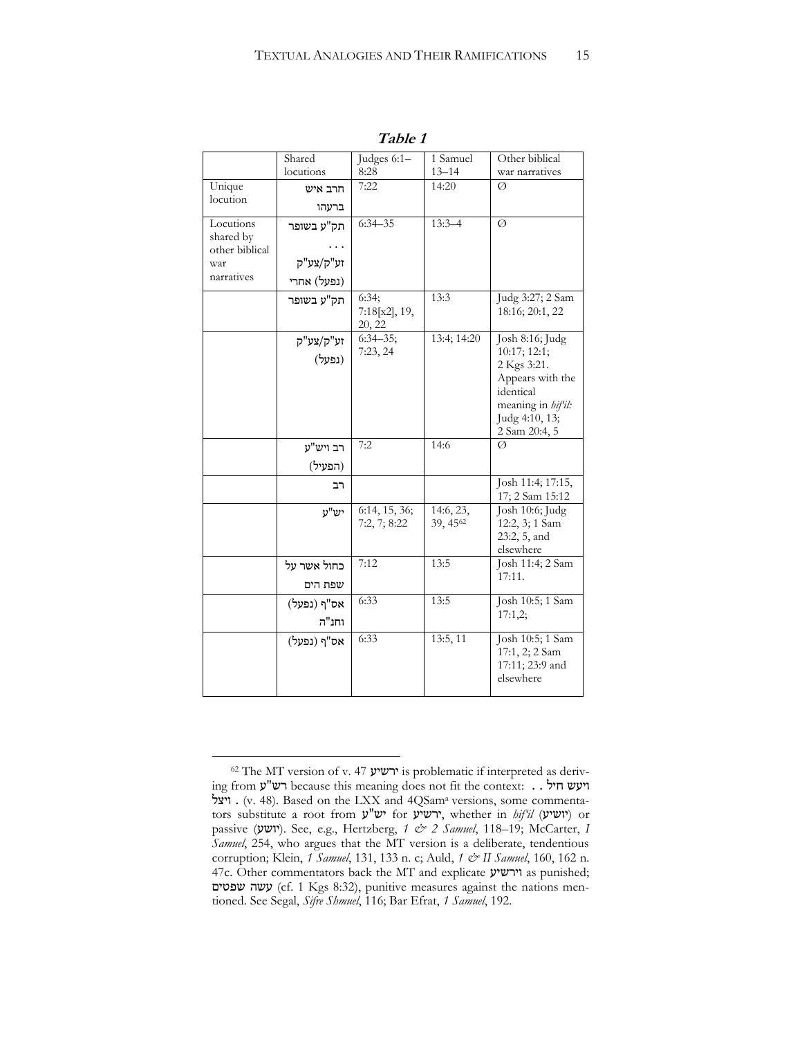**Table 1**

| | Shared locutions | Judges 6:1–8:28 | 1 Samuel 13–14 | Other biblical war narratives |
|---|---|---|---|---|
| Unique locution | חרב איש ברעהו | 7:22 | 14:20 | Ø |
| Locutions shared by other biblical war narratives | תק"ע בשופר . . . זע"ק/צע"ק (נפעל) אחרי | 6:34–35 | 13:3–4 | Ø |
| | תק"ע בשופר | 6:34; 7:18[x2], 19, 20, 22 | 13:3 | Judg 3:27; 2 Sam 18:16; 20:1, 22 |
| | זע"ק/צע"ק (נפעל) | 6:34–35; 7:23, 24 | 13:4; 14:20 | Josh 8:16; Judg 10:17; 12:1; 2 Kgs 3:21. Appears with the identical meaning in *hif'il:* Judg 4:10, 13; 2 Sam 20:4, 5 |
| | רב ויש"ע (הפעיל) | 7:2 | 14:6 | Ø |
| | רב | | | Josh 11:4; 17:15, 17; 2 Sam 15:12 |
| | יש"ע | 6:14, 15, 36; 7:2, 7; 8:22 | 14:6, 23, 39, 45[62] | Josh 10:6; Judg 12:2, 3; 1 Sam 23:2, 5, and elsewhere |
| | כחול אשר על שפת הים | 7:12 | 13:5 | Josh 11:4; 2 Sam 17:11. |
| | אס"ף (נפעל) וחנ"ה | 6:33 | 13:5 | Josh 10:5; 1 Sam 17:1,2; |
| | אס"ף (נפעל) | 6:33 | 13:5, 11 | Josh 10:5; 1 Sam 17:1, 2; 2 Sam 17:11; 23:9 and elsewhere |

[62] The MT version of v. 47 ירשיע is problematic if interpreted as deriving from רש"ע because this meaning does not fit the context: ויעש חיל . . ויצל . (v. 48). Based on the LXX and 4QSam[a] versions, some commentators substitute a root from יש"ע for ירשיע, whether in *hif'il* (יושיע) or passive (יושע). See, e.g., Hertzberg, *1 & 2 Samuel*, 118–19; McCarter, *I Samuel*, 254, who argues that the MT version is a deliberate, tendentious corruption; Klein, *1 Samuel*, 131, 133 n. c; Auld, *1 & II Samuel*, 160, 162 n. 47c. Other commentators back the MT and explicate וירשיע as punished; עשה שפטים (cf. 1 Kgs 8:32), punitive measures against the nations mentioned. See Segal, *Sifre Shmuel*, 116; Bar Efrat, *1 Samuel*, 192.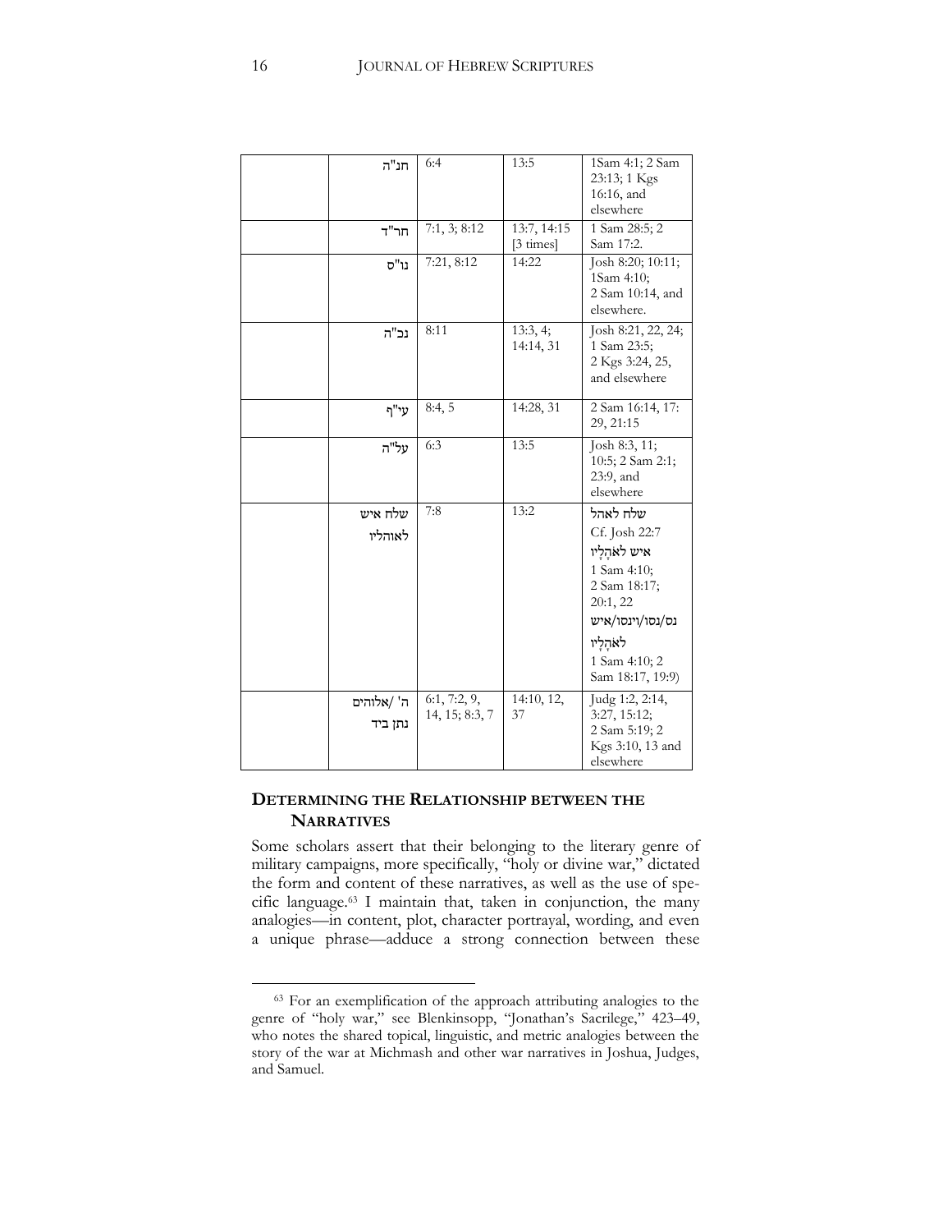| | חנ"ה | 6:4 | 13:5 | 1Sam 4:1; 2 Sam 23:13; 1 Kgs 16:16, and elsewhere |
|---|---|---|---|---|
| | חר"ד | 7:1, 3; 8:12 | 13:7, 14:15 [3 times] | 1 Sam 28:5; 2 Sam 17:2. |
| | נו"ס | 7:21, 8:12 | 14:22 | Josh 8:20; 10:11; 1Sam 4:10; 2 Sam 10:14, and elsewhere. |
| | נכ"ה | 8:11 | 13:3, 4; 14:14, 31 | Josh 8:21, 22, 24; 1 Sam 23:5; 2 Kgs 3:24, 25, and elsewhere |
| | עי"ף | 8:4, 5 | 14:28, 31 | 2 Sam 16:14, 17: 29, 21:15 |
| | על"ה | 6:3 | 13:5 | Josh 8:3, 11; 10:5; 2 Sam 2:1; 23:9, and elsewhere |
| | שלח איש לאוהליו | 7:8 | 13:2 | שלח לאהל Cf. Josh 22:7 איש לאֹהָלָיו 1 Sam 4:10; 2 Sam 18:17; 20:1, 22 נס/נסו/וינסו/איש לאֹהָלָיו 1 Sam 4:10; 2 Sam 18:17, 19:9) |
| | ה' /אלוהים נתן ביד | 6:1, 7:2, 9, 14, 15; 8:3, 7 | 14:10, 12, 37 | Judg 1:2, 2:14, 3:27, 15:12; 2 Sam 5:19; 2 Kgs 3:10, 13 and elsewhere |

## DETERMINING THE RELATIONSHIP BETWEEN THE NARRATIVES

Some scholars assert that their belonging to the literary genre of military campaigns, more specifically, "holy or divine war," dictated the form and content of these narratives, as well as the use of specific language.[63] I maintain that, taken in conjunction, the many analogies—in content, plot, character portrayal, wording, and even a unique phrase—adduce a strong connection between these

[63] For an exemplification of the approach attributing analogies to the genre of "holy war," see Blenkinsopp, "Jonathan's Sacrilege," 423–49, who notes the shared topical, linguistic, and metric analogies between the story of the war at Michmash and other war narratives in Joshua, Judges, and Samuel.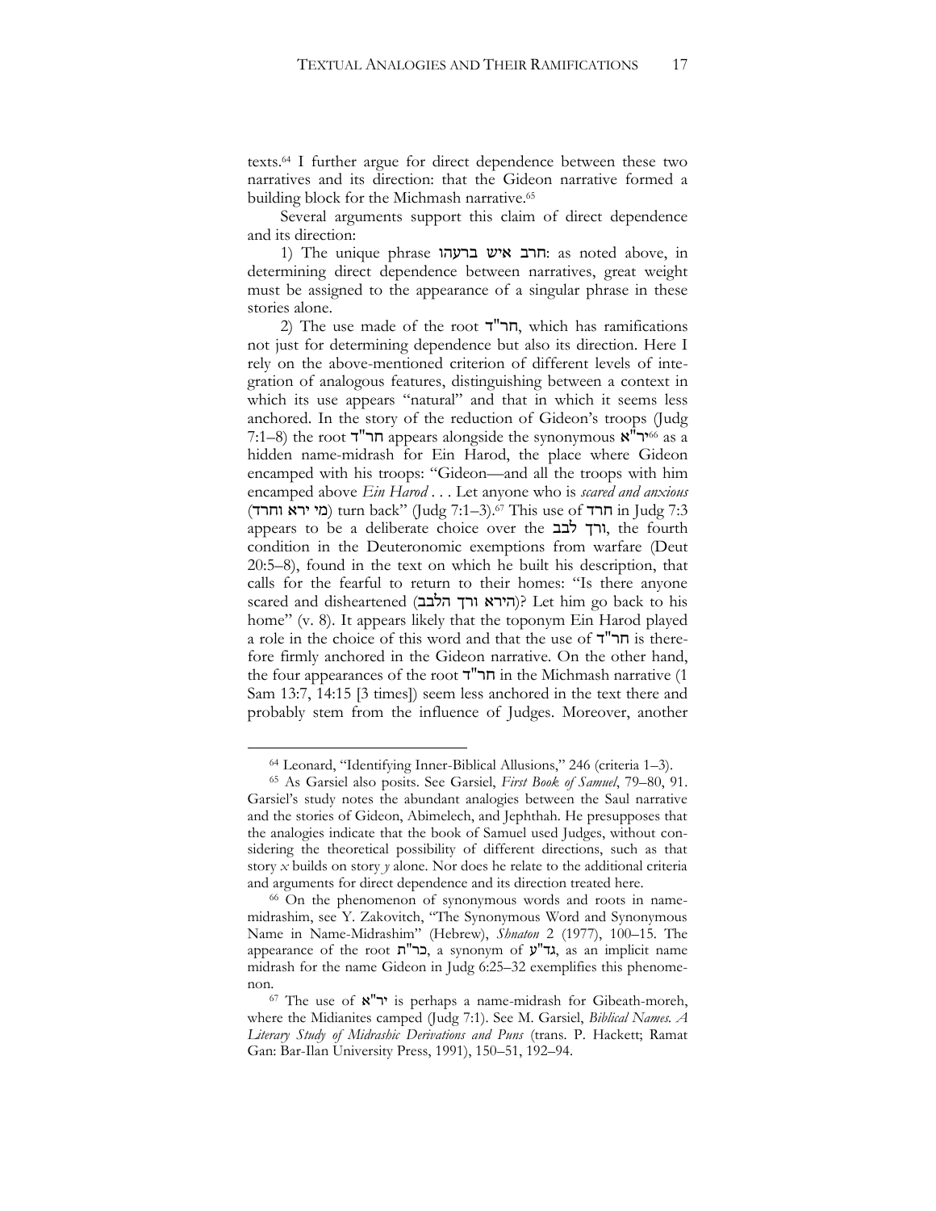texts.[64] I further argue for direct dependence between these two narratives and its direction: that the Gideon narrative formed a building block for the Michmash narrative.[65]

Several arguments support this claim of direct dependence and its direction:

1) The unique phrase חרב איש ברעהו: as noted above, in determining direct dependence between narratives, great weight must be assigned to the appearance of a singular phrase in these stories alone.

2) The use made of the root חר"ד, which has ramifications not just for determining dependence but also its direction. Here I rely on the above-mentioned criterion of different levels of integration of analogous features, distinguishing between a context in which its use appears "natural" and that in which it seems less anchored. In the story of the reduction of Gideon's troops (Judg 7:1–8) the root חר"ד appears alongside the synonymous יר"א[66] as a hidden name-midrash for Ein Harod, the place where Gideon encamped with his troops: "Gideon—and all the troops with him encamped above *Ein Harod* . . . Let anyone who is *scared and anxious* (מי ירא וחרד) turn back" (Judg 7:1–3).[67] This use of חרד in Judg 7:3 appears to be a deliberate choice over the ורך לבב, the fourth condition in the Deuteronomic exemptions from warfare (Deut 20:5–8), found in the text on which he built his description, that calls for the fearful to return to their homes: "Is there anyone scared and disheartened (הירא ורך הלבב)? Let him go back to his home" (v. 8). It appears likely that the toponym Ein Harod played a role in the choice of this word and that the use of חר"ד is therefore firmly anchored in the Gideon narrative. On the other hand, the four appearances of the root חר"ד in the Michmash narrative (1 Sam 13:7, 14:15 [3 times]) seem less anchored in the text there and probably stem from the influence of Judges. Moreover, another

---

[64] Leonard, "Identifying Inner-Biblical Allusions," 246 (criteria 1–3).

[65] As Garsiel also posits. See Garsiel, *First Book of Samuel*, 79–80, 91. Garsiel's study notes the abundant analogies between the Saul narrative and the stories of Gideon, Abimelech, and Jephthah. He presupposes that the analogies indicate that the book of Samuel used Judges, without considering the theoretical possibility of different directions, such as that story *x* builds on story *y* alone. Nor does he relate to the additional criteria and arguments for direct dependence and its direction treated here.

[66] On the phenomenon of synonymous words and roots in name-midrashim, see Y. Zakovitch, "The Synonymous Word and Synonymous Name in Name-Midrashim" (Hebrew), *Shnaton* 2 (1977), 100–15. The appearance of the root כר"ת, a synonym of גד"ע, as an implicit name midrash for the name Gideon in Judg 6:25–32 exemplifies this phenomenon.

[67] The use of יר"א is perhaps a name-midrash for Gibeath-moreh, where the Midianites camped (Judg 7:1). See M. Garsiel, *Biblical Names. A Literary Study of Midrashic Derivations and Puns* (trans. P. Hackett; Ramat Gan: Bar-Ilan University Press, 1991), 150–51, 192–94.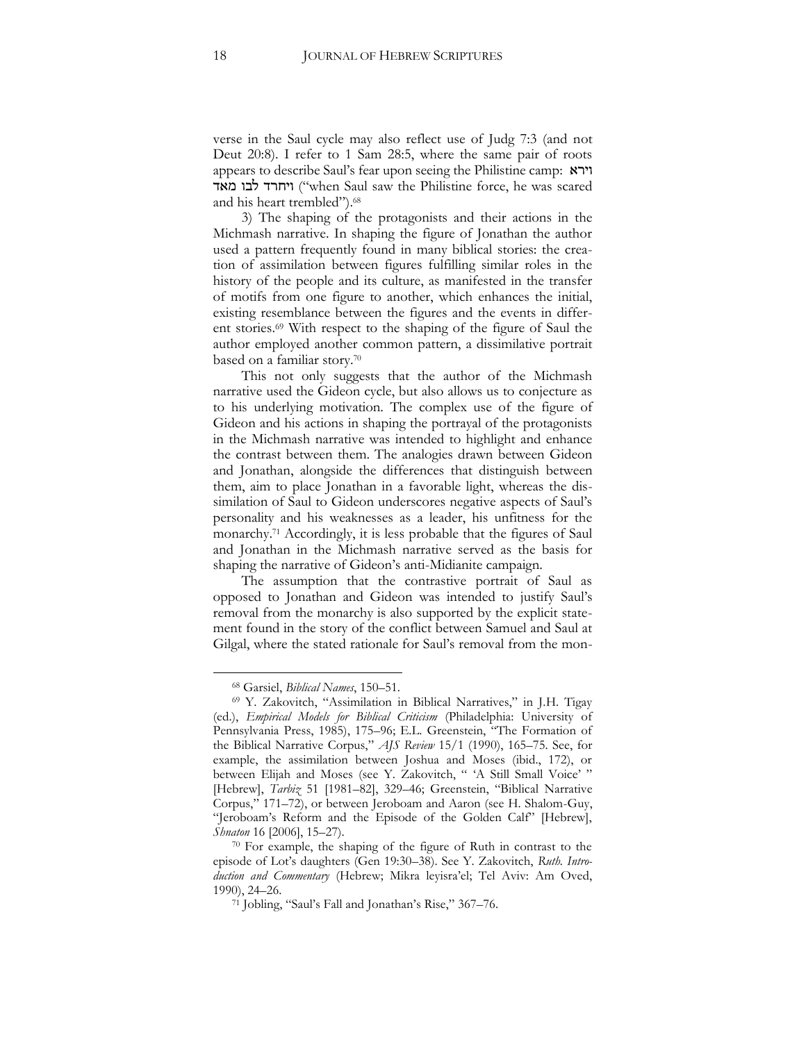verse in the Saul cycle may also reflect use of Judg 7:3 (and not Deut 20:8). I refer to 1 Sam 28:5, where the same pair of roots appears to describe Saul's fear upon seeing the Philistine camp: **וירא** ויחרד לבו מאד ("when Saul saw the Philistine force, he was scared and his heart trembled").[68]

3) The shaping of the protagonists and their actions in the Michmash narrative. In shaping the figure of Jonathan the author used a pattern frequently found in many biblical stories: the creation of assimilation between figures fulfilling similar roles in the history of the people and its culture, as manifested in the transfer of motifs from one figure to another, which enhances the initial, existing resemblance between the figures and the events in different stories.[69] With respect to the shaping of the figure of Saul the author employed another common pattern, a dissimilative portrait based on a familiar story.[70]

This not only suggests that the author of the Michmash narrative used the Gideon cycle, but also allows us to conjecture as to his underlying motivation. The complex use of the figure of Gideon and his actions in shaping the portrayal of the protagonists in the Michmash narrative was intended to highlight and enhance the contrast between them. The analogies drawn between Gideon and Jonathan, alongside the differences that distinguish between them, aim to place Jonathan in a favorable light, whereas the dissimilation of Saul to Gideon underscores negative aspects of Saul's personality and his weaknesses as a leader, his unfitness for the monarchy.[71] Accordingly, it is less probable that the figures of Saul and Jonathan in the Michmash narrative served as the basis for shaping the narrative of Gideon's anti-Midianite campaign.

The assumption that the contrastive portrait of Saul as opposed to Jonathan and Gideon was intended to justify Saul's removal from the monarchy is also supported by the explicit statement found in the story of the conflict between Samuel and Saul at Gilgal, where the stated rationale for Saul's removal from the mon-

---

[68] Garsiel, *Biblical Names*, 150–51.

[69] Y. Zakovitch, "Assimilation in Biblical Narratives," in J.H. Tigay (ed.), *Empirical Models for Biblical Criticism* (Philadelphia: University of Pennsylvania Press, 1985), 175–96; E.L. Greenstein, "The Formation of the Biblical Narrative Corpus," *AJS Review* 15/1 (1990), 165–75. See, for example, the assimilation between Joshua and Moses (ibid., 172), or between Elijah and Moses (see Y. Zakovitch, " 'A Still Small Voice' " [Hebrew], *Tarbiz* 51 [1981–82], 329–46; Greenstein, "Biblical Narrative Corpus," 171–72), or between Jeroboam and Aaron (see H. Shalom-Guy, "Jeroboam's Reform and the Episode of the Golden Calf" [Hebrew], *Shnaton* 16 [2006], 15–27).

[70] For example, the shaping of the figure of Ruth in contrast to the episode of Lot's daughters (Gen 19:30–38). See Y. Zakovitch, *Ruth. Introduction and Commentary* (Hebrew; Mikra leyisra'el; Tel Aviv: Am Oved, 1990), 24–26.

[71] Jobling, "Saul's Fall and Jonathan's Rise," 367–76.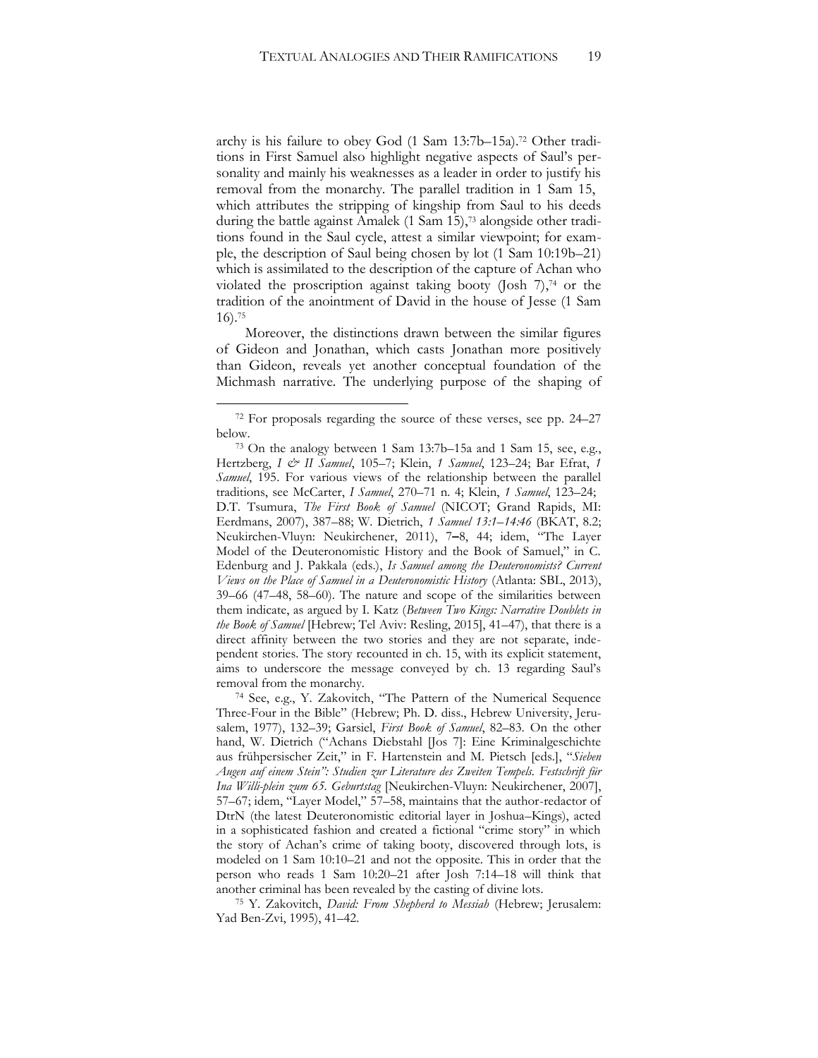archy is his failure to obey God (1 Sam 13:7b–15a).[72] Other traditions in First Samuel also highlight negative aspects of Saul's personality and mainly his weaknesses as a leader in order to justify his removal from the monarchy. The parallel tradition in 1 Sam 15, which attributes the stripping of kingship from Saul to his deeds during the battle against Amalek (1 Sam 15),[73] alongside other traditions found in the Saul cycle, attest a similar viewpoint; for example, the description of Saul being chosen by lot (1 Sam 10:19b–21) which is assimilated to the description of the capture of Achan who violated the proscription against taking booty (Josh 7),[74] or the tradition of the anointment of David in the house of Jesse (1 Sam 16).[75]

Moreover, the distinctions drawn between the similar figures of Gideon and Jonathan, which casts Jonathan more positively than Gideon, reveals yet another conceptual foundation of the Michmash narrative. The underlying purpose of the shaping of

---

[72] For proposals regarding the source of these verses, see pp. 24–27 below.

[73] On the analogy between 1 Sam 13:7b–15a and 1 Sam 15, see, e.g., Hertzberg, *I & II Samuel*, 105–7; Klein, *1 Samuel*, 123–24; Bar Efrat, *1 Samuel*, 195. For various views of the relationship between the parallel traditions, see McCarter, *I Samuel*, 270–71 n. 4; Klein, *1 Samuel*, 123–24; D.T. Tsumura, *The First Book of Samuel* (NICOT; Grand Rapids, MI: Eerdmans, 2007), 387–88; W. Dietrich, *1 Samuel 13:1–14:46* (BKAT, 8.2; Neukirchen-Vluyn: Neukirchener, 2011), 7–8, 44; idem, "The Layer Model of the Deuteronomistic History and the Book of Samuel," in C. Edenburg and J. Pakkala (eds.), *Is Samuel among the Deuteronomists? Current Views on the Place of Samuel in a Deuteronomistic History* (Atlanta: SBL, 2013), 39–66 (47–48, 58–60). The nature and scope of the similarities between them indicate, as argued by I. Katz (*Between Two Kings: Narrative Doublets in the Book of Samuel* [Hebrew; Tel Aviv: Resling, 2015], 41–47), that there is a direct affinity between the two stories and they are not separate, independent stories. The story recounted in ch. 15, with its explicit statement, aims to underscore the message conveyed by ch. 13 regarding Saul's removal from the monarchy.

[74] See, e.g., Y. Zakovitch, "The Pattern of the Numerical Sequence Three-Four in the Bible" (Hebrew; Ph. D. diss., Hebrew University, Jerusalem, 1977), 132–39; Garsiel, *First Book of Samuel*, 82–83. On the other hand, W. Dietrich ("Achans Diebstahl [Jos 7]: Eine Kriminalgeschichte aus frühpersischer Zeit," in F. Hartenstein and M. Pietsch [eds.], "*Sieben Augen auf einem Stein": Studien zur Literature des Zweiten Tempels. Festschrift für Ina Willi-plein zum 65. Geburtstag* [Neukirchen-Vluyn: Neukirchener, 2007], 57–67; idem, "Layer Model," 57–58, maintains that the author-redactor of DtrN (the latest Deuteronomistic editorial layer in Joshua–Kings), acted in a sophisticated fashion and created a fictional "crime story" in which the story of Achan's crime of taking booty, discovered through lots, is modeled on 1 Sam 10:10–21 and not the opposite. This in order that the person who reads 1 Sam 10:20–21 after Josh 7:14–18 will think that another criminal has been revealed by the casting of divine lots.

[75] Y. Zakovitch, *David: From Shepherd to Messiah* (Hebrew; Jerusalem: Yad Ben-Zvi, 1995), 41–42.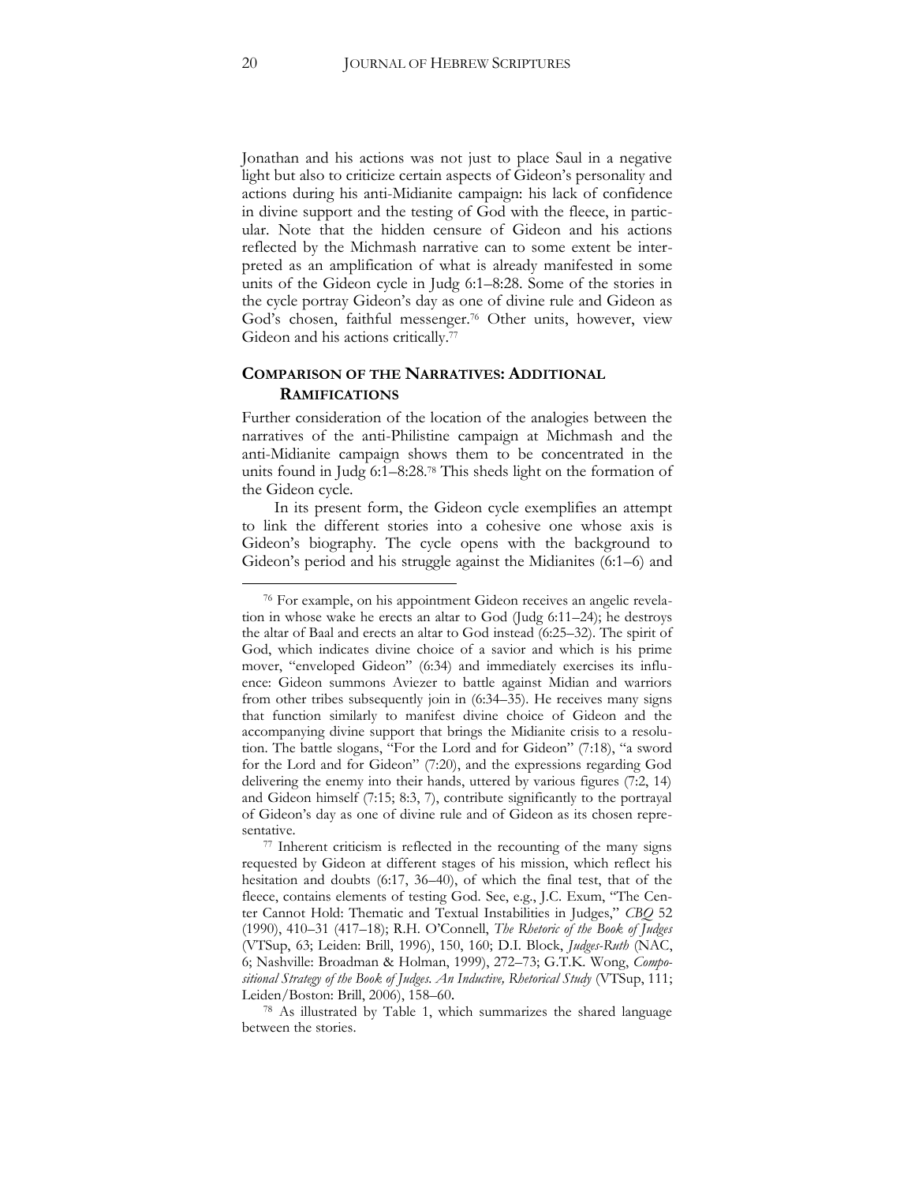Jonathan and his actions was not just to place Saul in a negative light but also to criticize certain aspects of Gideon's personality and actions during his anti-Midianite campaign: his lack of confidence in divine support and the testing of God with the fleece, in particular. Note that the hidden censure of Gideon and his actions reflected by the Michmash narrative can to some extent be interpreted as an amplification of what is already manifested in some units of the Gideon cycle in Judg 6:1–8:28. Some of the stories in the cycle portray Gideon's day as one of divine rule and Gideon as God's chosen, faithful messenger.[76] Other units, however, view Gideon and his actions critically.[77]

## COMPARISON OF THE NARRATIVES: ADDITIONAL RAMIFICATIONS

Further consideration of the location of the analogies between the narratives of the anti-Philistine campaign at Michmash and the anti-Midianite campaign shows them to be concentrated in the units found in Judg 6:1–8:28.[78] This sheds light on the formation of the Gideon cycle.

In its present form, the Gideon cycle exemplifies an attempt to link the different stories into a cohesive one whose axis is Gideon's biography. The cycle opens with the background to Gideon's period and his struggle against the Midianites (6:1–6) and

---

[76] For example, on his appointment Gideon receives an angelic revelation in whose wake he erects an altar to God (Judg 6:11–24); he destroys the altar of Baal and erects an altar to God instead (6:25–32). The spirit of God, which indicates divine choice of a savior and which is his prime mover, "enveloped Gideon" (6:34) and immediately exercises its influence: Gideon summons Aviezer to battle against Midian and warriors from other tribes subsequently join in (6:34–35). He receives many signs that function similarly to manifest divine choice of Gideon and the accompanying divine support that brings the Midianite crisis to a resolution. The battle slogans, "For the Lord and for Gideon" (7:18), "a sword for the Lord and for Gideon" (7:20), and the expressions regarding God delivering the enemy into their hands, uttered by various figures (7:2, 14) and Gideon himself (7:15; 8:3, 7), contribute significantly to the portrayal of Gideon's day as one of divine rule and of Gideon as its chosen representative.

[77] Inherent criticism is reflected in the recounting of the many signs requested by Gideon at different stages of his mission, which reflect his hesitation and doubts (6:17, 36–40), of which the final test, that of the fleece, contains elements of testing God. See, e.g., J.C. Exum, "The Center Cannot Hold: Thematic and Textual Instabilities in Judges," *CBQ* 52 (1990), 410–31 (417–18); R.H. O'Connell, *The Rhetoric of the Book of Judges* (VTSup, 63; Leiden: Brill, 1996), 150, 160; D.I. Block, *Judges-Ruth* (NAC, 6; Nashville: Broadman & Holman, 1999), 272–73; G.T.K. Wong, *Compositional Strategy of the Book of Judges. An Inductive, Rhetorical Study* (VTSup, 111; Leiden/Boston: Brill, 2006), 158–60.

[78] As illustrated by Table 1, which summarizes the shared language between the stories.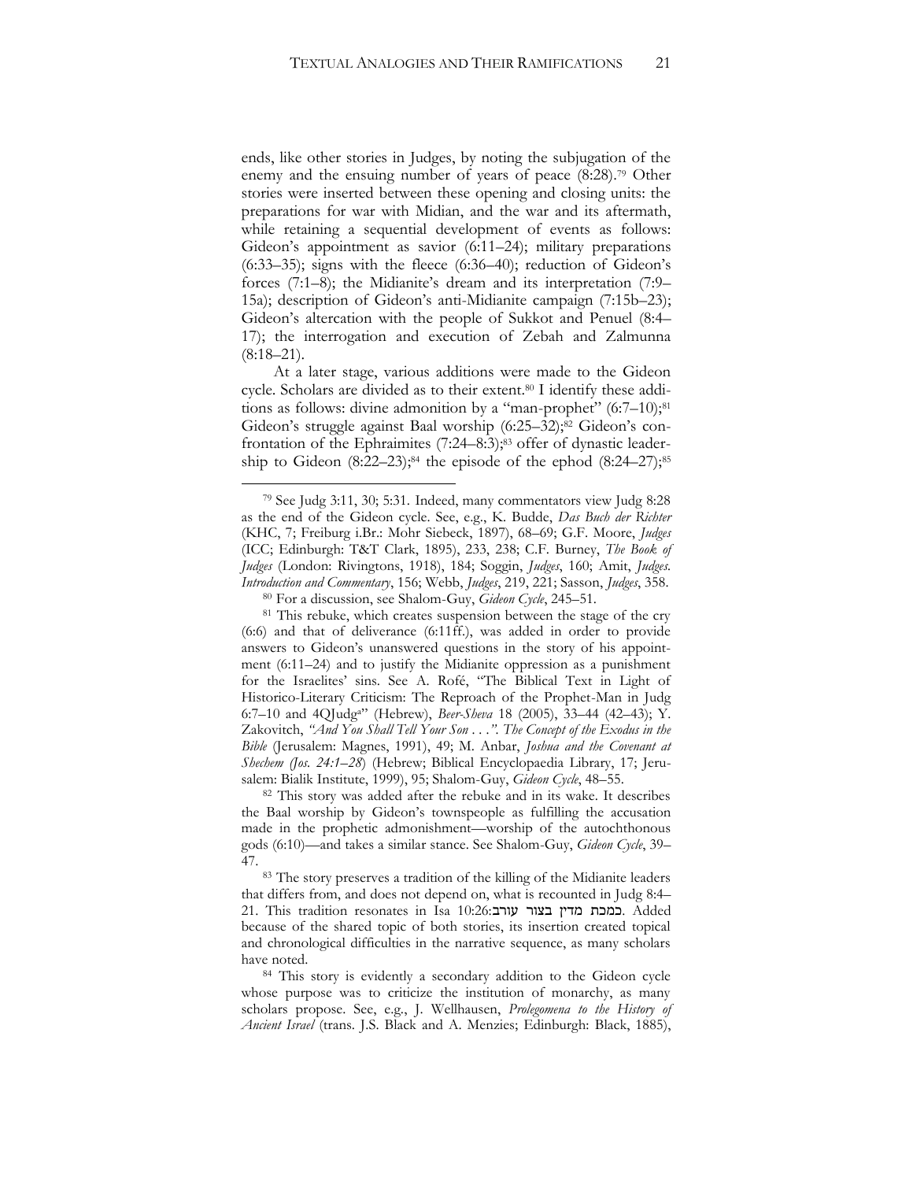ends, like other stories in Judges, by noting the subjugation of the enemy and the ensuing number of years of peace (8:28).[79] Other stories were inserted between these opening and closing units: the preparations for war with Midian, and the war and its aftermath, while retaining a sequential development of events as follows: Gideon's appointment as savior (6:11–24); military preparations (6:33–35); signs with the fleece (6:36–40); reduction of Gideon's forces (7:1–8); the Midianite's dream and its interpretation (7:9–15a); description of Gideon's anti-Midianite campaign (7:15b–23); Gideon's altercation with the people of Sukkot and Penuel (8:4–17); the interrogation and execution of Zebah and Zalmunna (8:18–21).

At a later stage, various additions were made to the Gideon cycle. Scholars are divided as to their extent.[80] I identify these additions as follows: divine admonition by a "man-prophet" (6:7–10);[81] Gideon's struggle against Baal worship (6:25–32);[82] Gideon's confrontation of the Ephraimites (7:24–8:3);[83] offer of dynastic leadership to Gideon (8:22–23);[84] the episode of the ephod (8:24–27);[85]

---

[79] See Judg 3:11, 30; 5:31. Indeed, many commentators view Judg 8:28 as the end of the Gideon cycle. See, e.g., K. Budde, *Das Buch der Richter* (KHC, 7; Freiburg i.Br.: Mohr Siebeck, 1897), 68–69; G.F. Moore, *Judges* (ICC; Edinburgh: T&T Clark, 1895), 233, 238; C.F. Burney, *The Book of Judges* (London: Rivingtons, 1918), 184; Soggin, *Judges*, 160; Amit, *Judges. Introduction and Commentary*, 156; Webb, *Judges*, 219, 221; Sasson, *Judges*, 358.

[80] For a discussion, see Shalom-Guy, *Gideon Cycle*, 245–51.

[81] This rebuke, which creates suspension between the stage of the cry (6:6) and that of deliverance (6:11ff.), was added in order to provide answers to Gideon's unanswered questions in the story of his appointment (6:11–24) and to justify the Midianite oppression as a punishment for the Israelites' sins. See A. Rofé, "The Biblical Text in Light of Historico-Literary Criticism: The Reproach of the Prophet-Man in Judg 6:7–10 and 4QJudg[a]" (Hebrew), *Beer-Sheva* 18 (2005), 33–44 (42–43); Y. Zakovitch, *"And You Shall Tell Your Son . . .". The Concept of the Exodus in the Bible* (Jerusalem: Magnes, 1991), 49; M. Anbar, *Joshua and the Covenant at Shechem (Jos. 24:1–28)* (Hebrew; Biblical Encyclopaedia Library, 17; Jerusalem: Bialik Institute, 1999), 95; Shalom-Guy, *Gideon Cycle*, 48–55.

[82] This story was added after the rebuke and in its wake. It describes the Baal worship by Gideon's townspeople as fulfilling the accusation made in the prophetic admonishment—worship of the autochthonous gods (6:10)—and takes a similar stance. See Shalom-Guy, *Gideon Cycle*, 39–47.

[83] The story preserves a tradition of the killing of the Midianite leaders that differs from, and does not depend on, what is recounted in Judg 8:4–21. This tradition resonates in Isa 10:26: כמכת מדין בצור עורב. Added because of the shared topic of both stories, its insertion created topical and chronological difficulties in the narrative sequence, as many scholars have noted.

[84] This story is evidently a secondary addition to the Gideon cycle whose purpose was to criticize the institution of monarchy, as many scholars propose. See, e.g., J. Wellhausen, *Prolegomena to the History of Ancient Israel* (trans. J.S. Black and A. Menzies; Edinburgh: Black, 1885),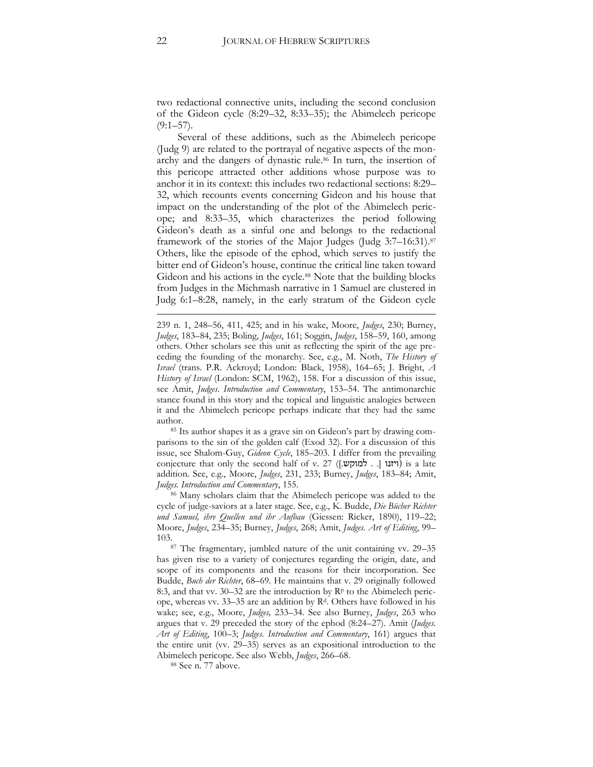two redactional connective units, including the second conclusion of the Gideon cycle (8:29–32, 8:33–35); the Abimelech pericope (9:1–57).

Several of these additions, such as the Abimelech pericope (Judg 9) are related to the portrayal of negative aspects of the monarchy and the dangers of dynastic rule.[86] In turn, the insertion of this pericope attracted other additions whose purpose was to anchor it in its context: this includes two redactional sections: 8:29–32, which recounts events concerning Gideon and his house that impact on the understanding of the plot of the Abimelech pericope; and 8:33–35, which characterizes the period following Gideon's death as a sinful one and belongs to the redactional framework of the stories of the Major Judges (Judg 3:7–16:31).[87] Others, like the episode of the ephod, which serves to justify the bitter end of Gideon's house, continue the critical line taken toward Gideon and his actions in the cycle.[88] Note that the building blocks from Judges in the Michmash narrative in 1 Samuel are clustered in Judg 6:1–8:28, namely, in the early stratum of the Gideon cycle

---

239 n. 1, 248–56, 411, 425; and in his wake, Moore, *Judges*, 230; Burney, *Judges*, 183–84, 235; Boling, *Judges*, 161; Soggin, *Judges*, 158–59, 160, among others. Other scholars see this unit as reflecting the spirit of the age preceding the founding of the monarchy. See, e.g., M. Noth, *The History of Israel* (trans. P.R. Ackroyd; London: Black, 1958), 164–65; J. Bright, *A History of Israel* (London: SCM, 1962), 158. For a discussion of this issue, see Amit, *Judges. Introduction and Commentary*, 153–54. The antimonarchic stance found in this story and the topical and linguistic analogies between it and the Abimelech pericope perhaps indicate that they had the same author.

[85] Its author shapes it as a grave sin on Gideon's part by drawing comparisons to the sin of the golden calf (Exod 32). For a discussion of this issue, see Shalom-Guy, *Gideon Cycle*, 185–203. I differ from the prevailing conjecture that only the second half of v. 27 (ויזנו [. . . למוקש]) is a late addition. See, e.g., Moore, *Judges*, 231, 233; Burney, *Judges*, 183–84; Amit, *Judges. Introduction and Commentary*, 155.

[86] Many scholars claim that the Abimelech pericope was added to the cycle of judge-saviors at a later stage. See, e.g., K. Budde, *Die Bücher Richter und Samuel, ihre Quellen und ihr Aufbau* (Giessen: Ricker, 1890), 119–22; Moore, *Judges*, 234–35; Burney, *Judges*, 268; Amit, *Judges. Art of Editing*, 99–103.

[87] The fragmentary, jumbled nature of the unit containing vv. 29–35 has given rise to a variety of conjectures regarding the origin, date, and scope of its components and the reasons for their incorporation. See Budde, *Buch der Richter*, 68–69. He maintains that v. 29 originally followed 8:3, and that vv. 30–32 are the introduction by R$^{p}$ to the Abimelech pericope, whereas vv. 33–35 are an addition by R$^{d}$. Others have followed in his wake; see, e.g., Moore, *Judges,* 233–34. See also Burney, *Judges*, 263 who argues that v. 29 preceded the story of the ephod (8:24–27). Amit (*Judges. Art of Editing*, 100–3; *Judges. Introduction and Commentary*, 161) argues that the entire unit (vv. 29–35) serves as an expositional introduction to the Abimelech pericope. See also Webb, *Judges*, 266–68.

[88] See n. 77 above.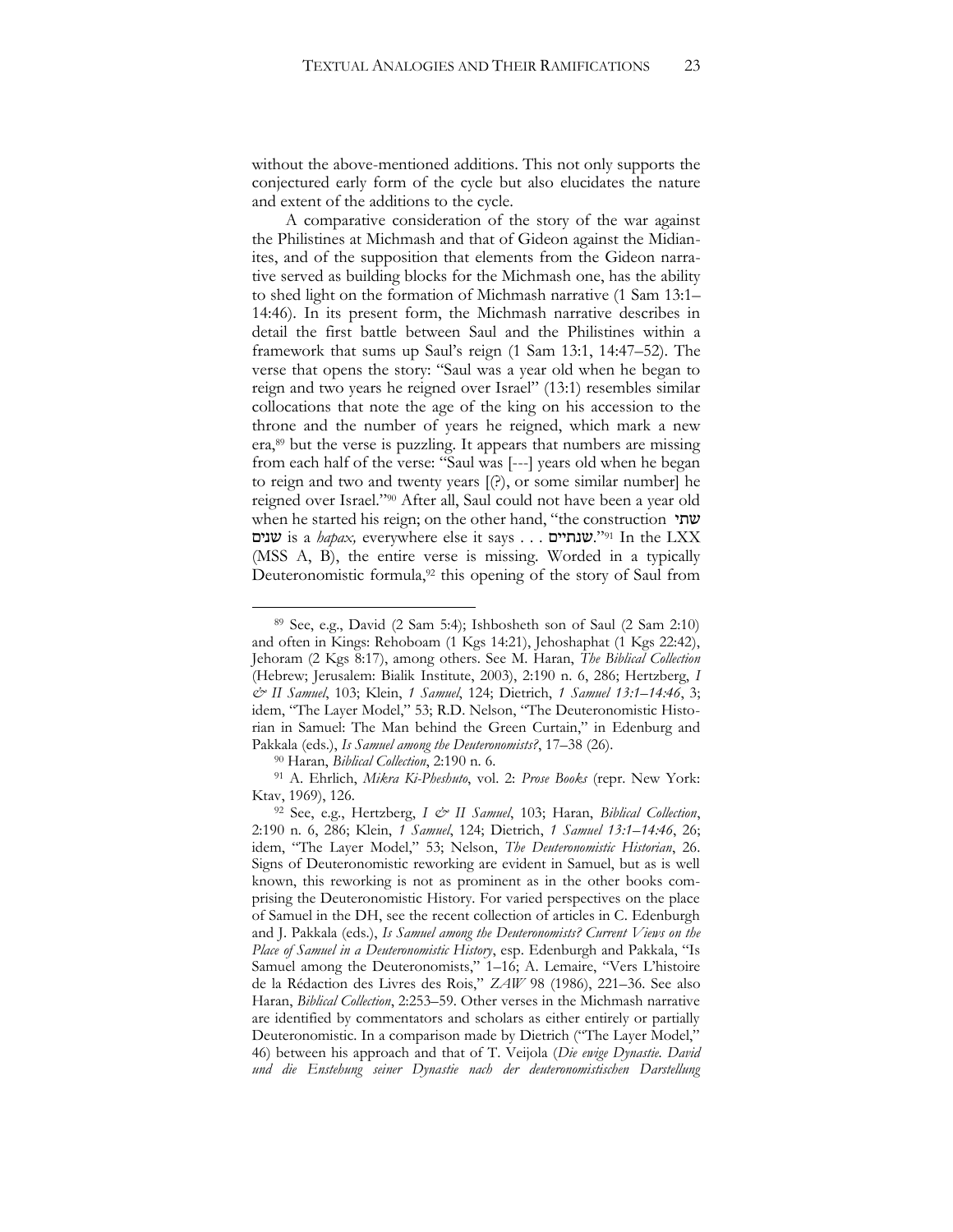without the above-mentioned additions. This not only supports the conjectured early form of the cycle but also elucidates the nature and extent of the additions to the cycle.

A comparative consideration of the story of the war against the Philistines at Michmash and that of Gideon against the Midianites, and of the supposition that elements from the Gideon narrative served as building blocks for the Michmash one, has the ability to shed light on the formation of Michmash narrative (1 Sam 13:1–14:46). In its present form, the Michmash narrative describes in detail the first battle between Saul and the Philistines within a framework that sums up Saul's reign (1 Sam 13:1, 14:47–52). The verse that opens the story: "Saul was a year old when he began to reign and two years he reigned over Israel" (13:1) resembles similar collocations that note the age of the king on his accession to the throne and the number of years he reigned, which mark a new era,[89] but the verse is puzzling. It appears that numbers are missing from each half of the verse: "Saul was [---] years old when he began to reign and two and twenty years [(?), or some similar number] he reigned over Israel."[90] After all, Saul could not have been a year old when he started his reign; on the other hand, "the construction שתי שנים is a *hapax,* everywhere else it says . . . שנתיים."[91] In the LXX (MSS A, B), the entire verse is missing. Worded in a typically Deuteronomistic formula,[92] this opening of the story of Saul from

---

[89] See, e.g., David (2 Sam 5:4); Ishbosheth son of Saul (2 Sam 2:10) and often in Kings: Rehoboam (1 Kgs 14:21), Jehoshaphat (1 Kgs 22:42), Jehoram (2 Kgs 8:17), among others. See M. Haran, *The Biblical Collection* (Hebrew; Jerusalem: Bialik Institute, 2003), 2:190 n. 6, 286; Hertzberg, *I & II Samuel*, 103; Klein, *1 Samuel*, 124; Dietrich, *1 Samuel 13:1–14:46*, 3; idem, "The Layer Model," 53; R.D. Nelson, "The Deuteronomistic Historian in Samuel: The Man behind the Green Curtain," in Edenburg and Pakkala (eds.), *Is Samuel among the Deuteronomists?*, 17–38 (26).

[90] Haran, *Biblical Collection*, 2:190 n. 6.

[91] A. Ehrlich, *Mikra Ki-Pheshuto*, vol. 2: *Prose Books* (repr. New York: Ktav, 1969), 126.

[92] See, e.g., Hertzberg, *I & II Samuel*, 103; Haran, *Biblical Collection*, 2:190 n. 6, 286; Klein, *1 Samuel*, 124; Dietrich, *1 Samuel 13:1–14:46*, 26; idem, "The Layer Model," 53; Nelson, *The Deuteronomistic Historian*, 26. Signs of Deuteronomistic reworking are evident in Samuel, but as is well known, this reworking is not as prominent as in the other books comprising the Deuteronomistic History. For varied perspectives on the place of Samuel in the DH, see the recent collection of articles in C. Edenburgh and J. Pakkala (eds.), *Is Samuel among the Deuteronomists? Current Views on the Place of Samuel in a Deuteronomistic History*, esp. Edenburgh and Pakkala, "Is Samuel among the Deuteronomists," 1–16; A. Lemaire, "Vers L'histoire de la Rédaction des Livres des Rois," *ZAW* 98 (1986), 221–36. See also Haran, *Biblical Collection*, 2:253–59. Other verses in the Michmash narrative are identified by commentators and scholars as either entirely or partially Deuteronomistic. In a comparison made by Dietrich ("The Layer Model," 46) between his approach and that of T. Veijola (*Die ewige Dynastie. David und die Enstehung seiner Dynastie nach der deuteronomistischen Darstellung*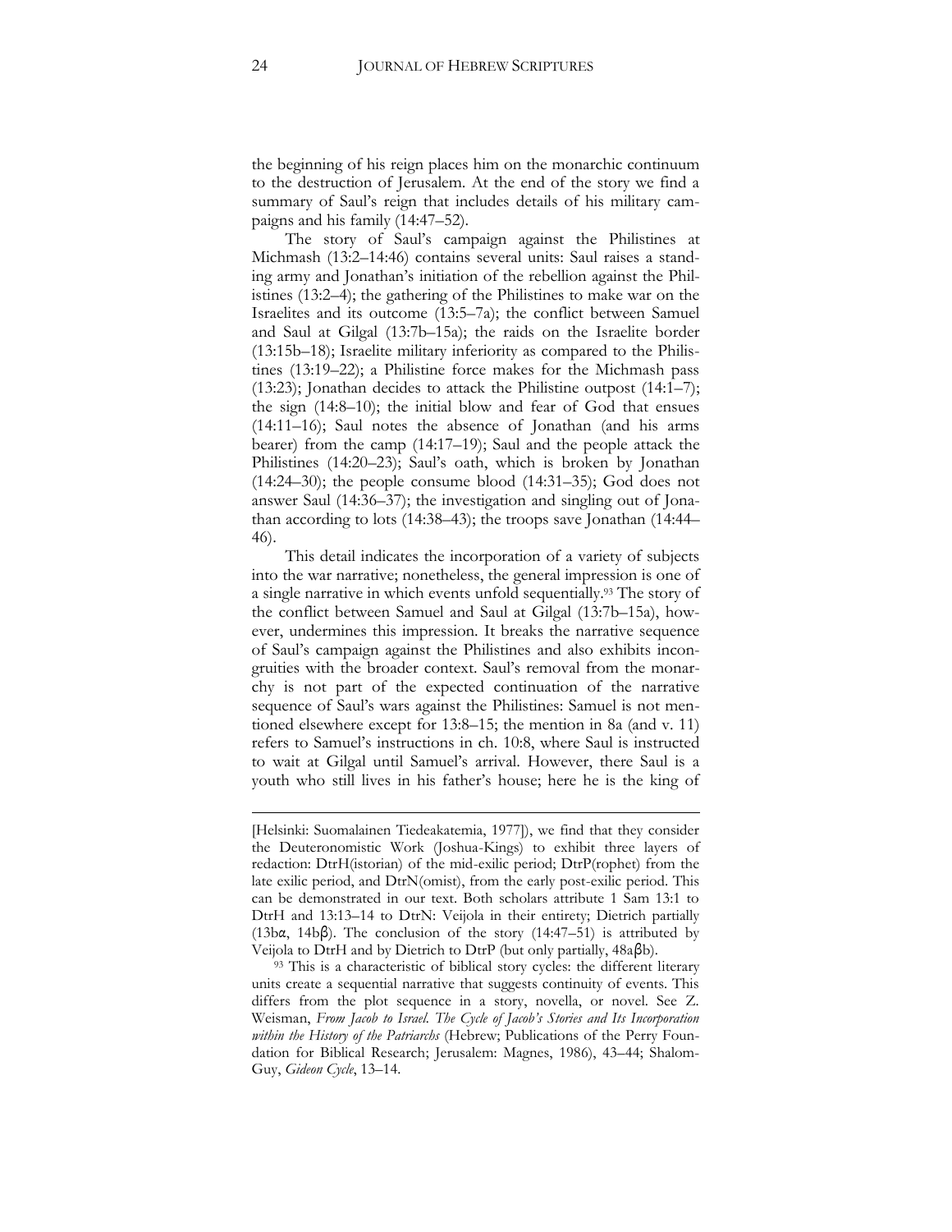the beginning of his reign places him on the monarchic continuum to the destruction of Jerusalem. At the end of the story we find a summary of Saul's reign that includes details of his military campaigns and his family (14:47–52).

The story of Saul's campaign against the Philistines at Michmash (13:2–14:46) contains several units: Saul raises a standing army and Jonathan's initiation of the rebellion against the Philistines (13:2–4); the gathering of the Philistines to make war on the Israelites and its outcome (13:5–7a); the conflict between Samuel and Saul at Gilgal (13:7b–15a); the raids on the Israelite border (13:15b–18); Israelite military inferiority as compared to the Philistines (13:19–22); a Philistine force makes for the Michmash pass (13:23); Jonathan decides to attack the Philistine outpost (14:1–7); the sign (14:8–10); the initial blow and fear of God that ensues (14:11–16); Saul notes the absence of Jonathan (and his arms bearer) from the camp (14:17–19); Saul and the people attack the Philistines (14:20–23); Saul's oath, which is broken by Jonathan (14:24–30); the people consume blood (14:31–35); God does not answer Saul (14:36–37); the investigation and singling out of Jonathan according to lots (14:38–43); the troops save Jonathan (14:44–46).

This detail indicates the incorporation of a variety of subjects into the war narrative; nonetheless, the general impression is one of a single narrative in which events unfold sequentially.[93] The story of the conflict between Samuel and Saul at Gilgal (13:7b–15a), however, undermines this impression. It breaks the narrative sequence of Saul's campaign against the Philistines and also exhibits incongruities with the broader context. Saul's removal from the monarchy is not part of the expected continuation of the narrative sequence of Saul's wars against the Philistines: Samuel is not mentioned elsewhere except for 13:8–15; the mention in 8a (and v. 11) refers to Samuel's instructions in ch. 10:8, where Saul is instructed to wait at Gilgal until Samuel's arrival. However, there Saul is a youth who still lives in his father's house; here he is the king of

[Helsinki: Suomalainen Tiedeakatemia, 1977]), we find that they consider the Deuteronomistic Work (Joshua-Kings) to exhibit three layers of redaction: DtrH(istorian) of the mid-exilic period; DtrP(rophet) from the late exilic period, and DtrN(omist), from the early post-exilic period. This can be demonstrated in our text. Both scholars attribute 1 Sam 13:1 to DtrH and 13:13–14 to DtrN: Veijola in their entirety; Dietrich partially (13bα, 14bβ). The conclusion of the story (14:47–51) is attributed by Veijola to DtrH and by Dietrich to DtrP (but only partially, 48aβb).

[93] This is a characteristic of biblical story cycles: the different literary units create a sequential narrative that suggests continuity of events. This differs from the plot sequence in a story, novella, or novel. See Z. Weisman, *From Jacob to Israel. The Cycle of Jacob's Stories and Its Incorporation within the History of the Patriarchs* (Hebrew; Publications of the Perry Foundation for Biblical Research; Jerusalem: Magnes, 1986), 43–44; Shalom-Guy, *Gideon Cycle*, 13–14.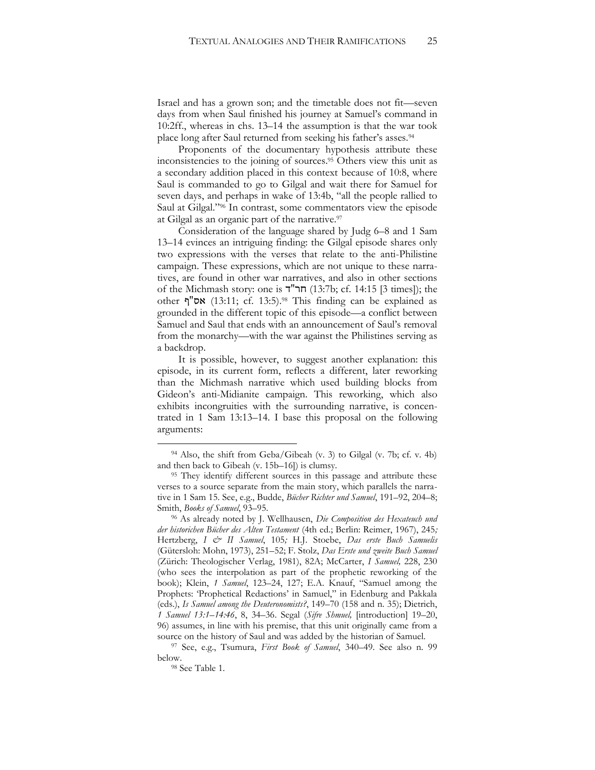Israel and has a grown son; and the timetable does not fit—seven days from when Saul finished his journey at Samuel's command in 10:2ff., whereas in chs. 13–14 the assumption is that the war took place long after Saul returned from seeking his father's asses.[94]

Proponents of the documentary hypothesis attribute these inconsistencies to the joining of sources.[95] Others view this unit as a secondary addition placed in this context because of 10:8, where Saul is commanded to go to Gilgal and wait there for Samuel for seven days, and perhaps in wake of 13:4b, "all the people rallied to Saul at Gilgal."[96] In contrast, some commentators view the episode at Gilgal as an organic part of the narrative.[97]

Consideration of the language shared by Judg 6–8 and 1 Sam 13–14 evinces an intriguing finding: the Gilgal episode shares only two expressions with the verses that relate to the anti-Philistine campaign. These expressions, which are not unique to these narratives, are found in other war narratives, and also in other sections of the Michmash story: one is חר"ד (13:7b; cf. 14:15 [3 times]); the other אס"ף (13:11; cf. 13:5).[98] This finding can be explained as grounded in the different topic of this episode—a conflict between Samuel and Saul that ends with an announcement of Saul's removal from the monarchy—with the war against the Philistines serving as a backdrop.

It is possible, however, to suggest another explanation: this episode, in its current form, reflects a different, later reworking than the Michmash narrative which used building blocks from Gideon's anti-Midianite campaign. This reworking, which also exhibits incongruities with the surrounding narrative, is concentrated in 1 Sam 13:13–14. I base this proposal on the following arguments:

---

[94] Also, the shift from Geba/Gibeah (v. 3) to Gilgal (v. 7b; cf. v. 4b) and then back to Gibeah (v. 15b–16]) is clumsy.

[95] They identify different sources in this passage and attribute these verses to a source separate from the main story, which parallels the narrative in 1 Sam 15. See, e.g., Budde, *Bücher Richter und Samuel*, 191–92, 204–8; Smith, *Books of Samuel*, 93–95.

[96] As already noted by J. Wellhausen, *Die Composition des Hexateuch und der historichen Bücher des Alten Testament* (4th ed.; Berlin: Reimer, 1967), 245*;* Hertzberg, *I & II Samuel*, 105*;* H.J. Stoebe, *Das erste Buch Samuelis* (Gütersloh: Mohn, 1973), 251–52; F. Stolz, *Das Erste und zweite Buch Samuel* (Zürich: Theologischer Verlag, 1981), 82A; McCarter, *I Samuel,* 228, 230 (who sees the interpolation as part of the prophetic reworking of the book); Klein, *1 Samuel*, 123–24, 127; E.A. Knauf, "Samuel among the Prophets: 'Prophetical Redactions' in Samuel," in Edenburg and Pakkala (eds.), *Is Samuel among the Deuteronomists?*, 149–70 (158 and n. 35); Dietrich, *1 Samuel 13:1–14:46*, 8, 34–36. Segal (*Sifre Shmuel,* [introduction] 19–20, 96) assumes, in line with his premise, that this unit originally came from a source on the history of Saul and was added by the historian of Samuel.

[97] See, e.g., Tsumura, *First Book of Samuel*, 340–49. See also n. 99 below.

[98] See Table 1.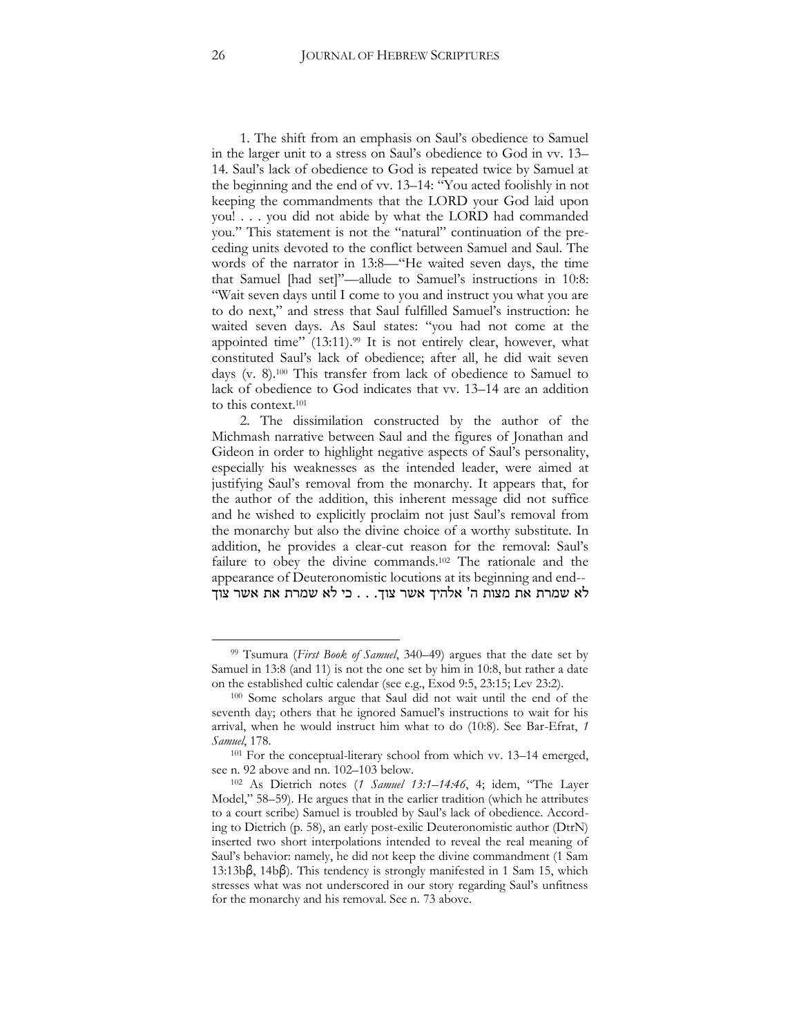1. The shift from an emphasis on Saul's obedience to Samuel in the larger unit to a stress on Saul's obedience to God in vv. 13–14. Saul's lack of obedience to God is repeated twice by Samuel at the beginning and the end of vv. 13–14: "You acted foolishly in not keeping the commandments that the LORD your God laid upon you! . . . you did not abide by what the LORD had commanded you." This statement is not the "natural" continuation of the preceding units devoted to the conflict between Samuel and Saul. The words of the narrator in 13:8—"He waited seven days, the time that Samuel [had set]"—allude to Samuel's instructions in 10:8: "Wait seven days until I come to you and instruct you what you are to do next," and stress that Saul fulfilled Samuel's instruction: he waited seven days. As Saul states: "you had not come at the appointed time" (13:11).[99] It is not entirely clear, however, what constituted Saul's lack of obedience; after all, he did wait seven days (v. 8).[100] This transfer from lack of obedience to Samuel to lack of obedience to God indicates that vv. 13–14 are an addition to this context.[101]

2. The dissimilation constructed by the author of the Michmash narrative between Saul and the figures of Jonathan and Gideon in order to highlight negative aspects of Saul's personality, especially his weaknesses as the intended leader, were aimed at justifying Saul's removal from the monarchy. It appears that, for the author of the addition, this inherent message did not suffice and he wished to explicitly proclaim not just Saul's removal from the monarchy but also the divine choice of a worthy substitute. In addition, he provides a clear-cut reason for the removal: Saul's failure to obey the divine commands.[102] The rationale and the appearance of Deuteronomistic locutions at its beginning and end--
לא שמרת את מצות ה' אלהיך אשר צוך. . . כי לא שמרת את אשר צוך

---

[99] Tsumura (*First Book of Samuel*, 340–49) argues that the date set by Samuel in 13:8 (and 11) is not the one set by him in 10:8, but rather a date on the established cultic calendar (see e.g., Exod 9:5, 23:15; Lev 23:2).

[100] Some scholars argue that Saul did not wait until the end of the seventh day; others that he ignored Samuel's instructions to wait for his arrival, when he would instruct him what to do (10:8). See Bar-Efrat, *1 Samuel*, 178.

[101] For the conceptual-literary school from which vv. 13–14 emerged, see n. 92 above and nn. 102–103 below.

[102] As Dietrich notes (*1 Samuel 13:1–14:46*, 4; idem, "The Layer Model," 58–59). He argues that in the earlier tradition (which he attributes to a court scribe) Samuel is troubled by Saul's lack of obedience. According to Dietrich (p. 58), an early post-exilic Deuteronomistic author (DtrN) inserted two short interpolations intended to reveal the real meaning of Saul's behavior: namely, he did not keep the divine commandment (1 Sam 13:13bβ, 14bβ). This tendency is strongly manifested in 1 Sam 15, which stresses what was not underscored in our story regarding Saul's unfitness for the monarchy and his removal. See n. 73 above.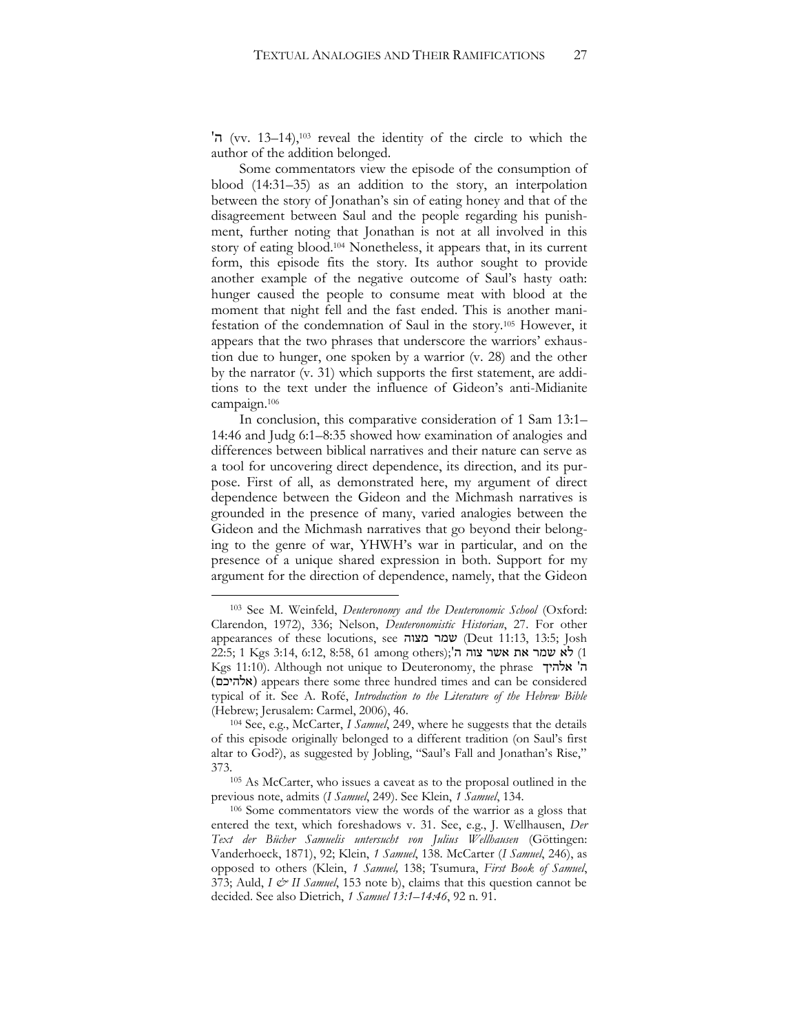ה' (vv. 13–14),[103] reveal the identity of the circle to which the author of the addition belonged.

Some commentators view the episode of the consumption of blood (14:31–35) as an addition to the story, an interpolation between the story of Jonathan's sin of eating honey and that of the disagreement between Saul and the people regarding his punishment, further noting that Jonathan is not at all involved in this story of eating blood.[104] Nonetheless, it appears that, in its current form, this episode fits the story. Its author sought to provide another example of the negative outcome of Saul's hasty oath: hunger caused the people to consume meat with blood at the moment that night fell and the fast ended. This is another manifestation of the condemnation of Saul in the story.[105] However, it appears that the two phrases that underscore the warriors' exhaustion due to hunger, one spoken by a warrior (v. 28) and the other by the narrator (v. 31) which supports the first statement, are additions to the text under the influence of Gideon's anti-Midianite campaign.[106]

In conclusion, this comparative consideration of 1 Sam 13:1–14:46 and Judg 6:1–8:35 showed how examination of analogies and differences between biblical narratives and their nature can serve as a tool for uncovering direct dependence, its direction, and its purpose. First of all, as demonstrated here, my argument of direct dependence between the Gideon and the Michmash narratives is grounded in the presence of many, varied analogies between the Gideon and the Michmash narratives that go beyond their belonging to the genre of war, YHWH's war in particular, and on the presence of a unique shared expression in both. Support for my argument for the direction of dependence, namely, that the Gideon

---

[103] See M. Weinfeld, *Deuteronomy and the Deuteronomic School* (Oxford: Clarendon, 1972), 336; Nelson, *Deuteronomistic Historian*, 27. For other appearances of these locutions, see שמר מצוה (Deut 11:13, 13:5; Josh 22:5; 1 Kgs 3:14, 6:12, 8:58, 61 among others); לא שמר את אשר צוה ה' (1 Kgs 11:10). Although not unique to Deuteronomy, the phrase ה' אלהיך (אלהיכם) appears there some three hundred times and can be considered typical of it. See A. Rofé, *Introduction to the Literature of the Hebrew Bible* (Hebrew; Jerusalem: Carmel, 2006), 46.

[104] See, e.g., McCarter, *I Samuel*, 249, where he suggests that the details of this episode originally belonged to a different tradition (on Saul's first altar to God?), as suggested by Jobling, "Saul's Fall and Jonathan's Rise," 373.

[105] As McCarter, who issues a caveat as to the proposal outlined in the previous note, admits (*I Samuel*, 249). See Klein, *1 Samuel*, 134.

[106] Some commentators view the words of the warrior as a gloss that entered the text, which foreshadows v. 31. See, e.g., J. Wellhausen, *Der Text der Bücher Samuelis untersucht von Julius Wellhausen* (Göttingen: Vanderhoeck, 1871), 92; Klein, *1 Samuel*, 138. McCarter (*I Samuel*, 246), as opposed to others (Klein, *1 Samuel,* 138; Tsumura, *First Book of Samuel*, 373; Auld, *I & II Samuel*, 153 note b), claims that this question cannot be decided. See also Dietrich, *1 Samuel 13:1–14:46*, 92 n. 91.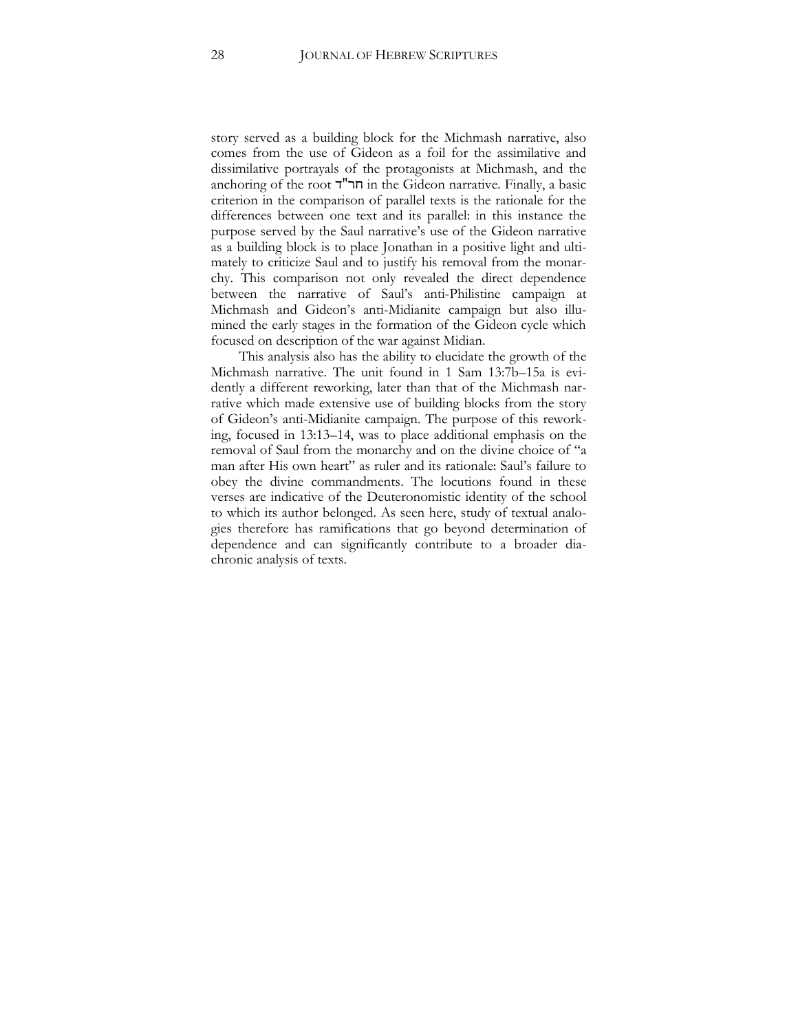story served as a building block for the Michmash narrative, also comes from the use of Gideon as a foil for the assimilative and dissimilative portrayals of the protagonists at Michmash, and the anchoring of the root חר"ד in the Gideon narrative. Finally, a basic criterion in the comparison of parallel texts is the rationale for the differences between one text and its parallel: in this instance the purpose served by the Saul narrative's use of the Gideon narrative as a building block is to place Jonathan in a positive light and ultimately to criticize Saul and to justify his removal from the monarchy. This comparison not only revealed the direct dependence between the narrative of Saul's anti-Philistine campaign at Michmash and Gideon's anti-Midianite campaign but also illumined the early stages in the formation of the Gideon cycle which focused on description of the war against Midian.

This analysis also has the ability to elucidate the growth of the Michmash narrative. The unit found in 1 Sam 13:7b–15a is evidently a different reworking, later than that of the Michmash narrative which made extensive use of building blocks from the story of Gideon's anti-Midianite campaign. The purpose of this reworking, focused in 13:13–14, was to place additional emphasis on the removal of Saul from the monarchy and on the divine choice of "a man after His own heart" as ruler and its rationale: Saul's failure to obey the divine commandments. The locutions found in these verses are indicative of the Deuteronomistic identity of the school to which its author belonged. As seen here, study of textual analogies therefore has ramifications that go beyond determination of dependence and can significantly contribute to a broader diachronic analysis of texts.